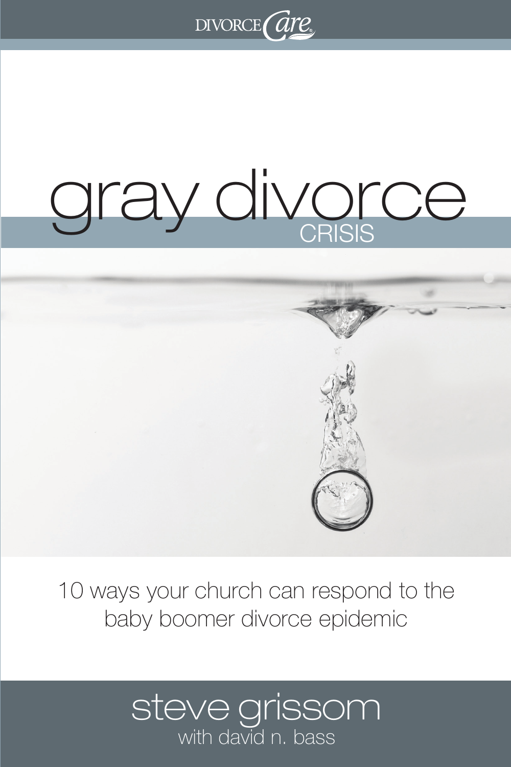DIVORCE*Care*

# gray divorce

## CRISIS

10 ways your church can respond to the baby boomer divorce epidemic

steve grissom

with david n. bass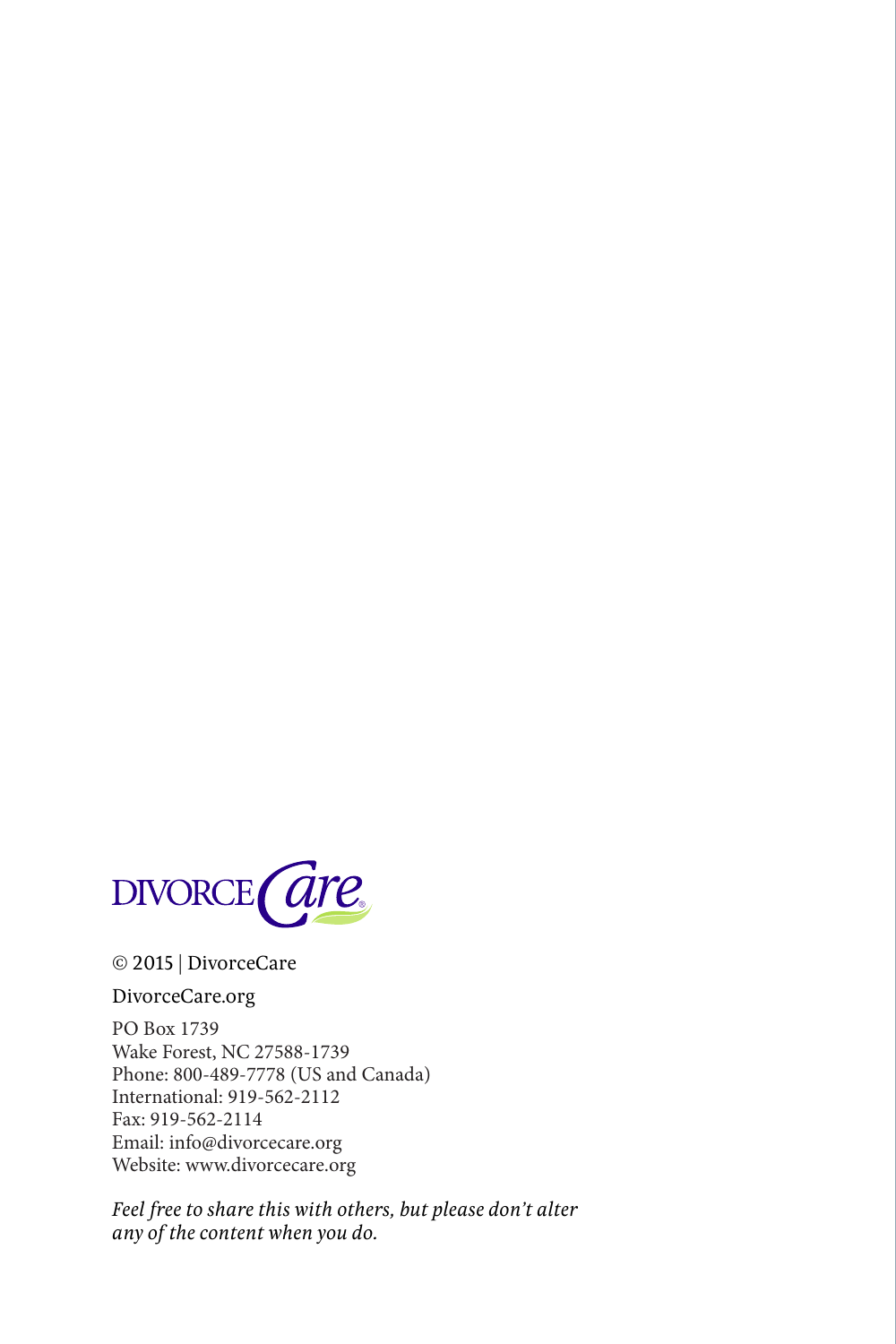DIVORCE Care

© 2015 | DivorceCare

DivorceCare.org

PO Box 1739
Wake Forest, NC 27588-1739
Phone: 800-489-7778 (US and Canada)
International: 919-562-2112
Fax: 919-562-2114
Email: info@divorcecare.org
Website: www.divorcecare.org

*Feel free to share this with others, but please don't alter any of the content when you do.*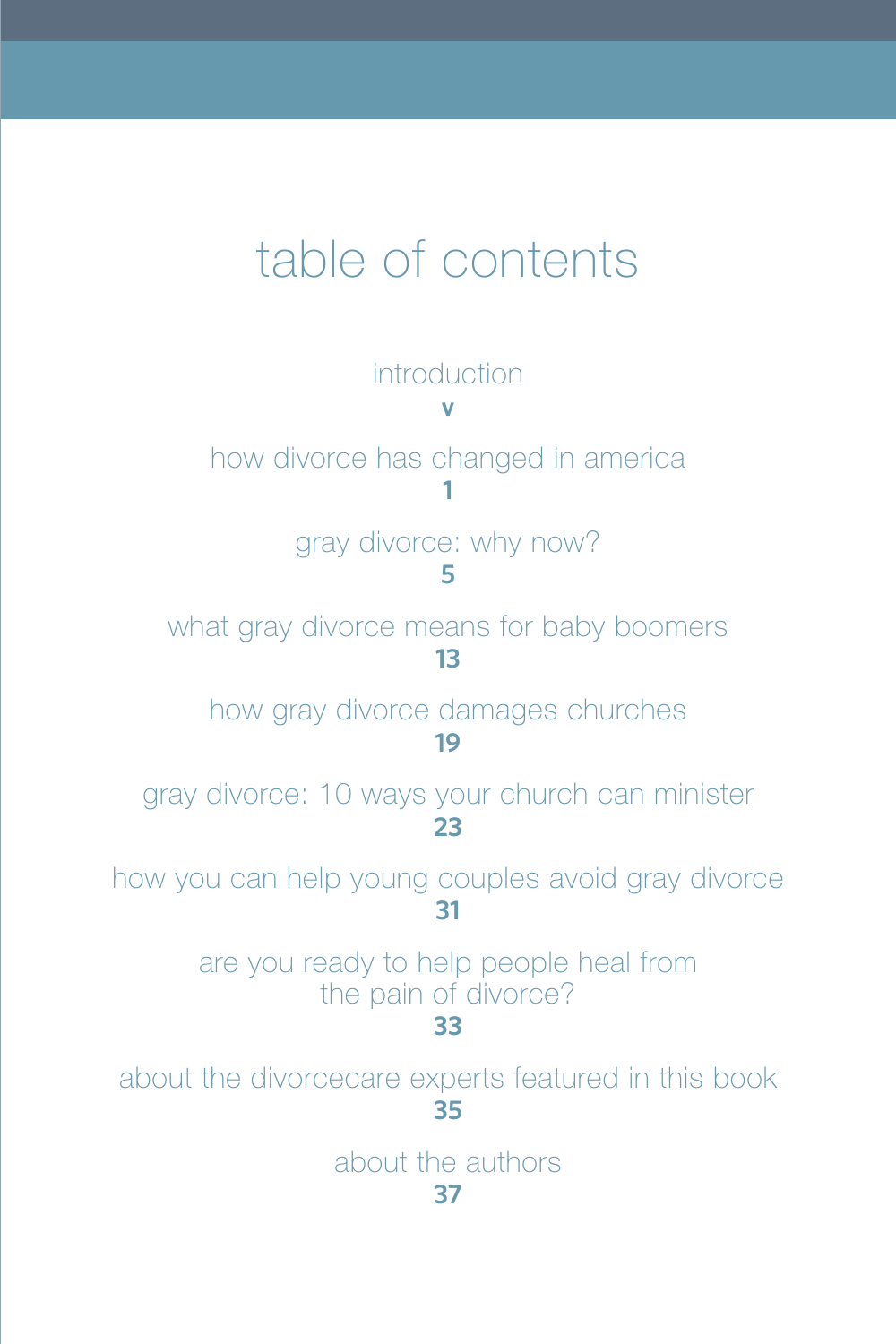# table of contents

introduction
v

how divorce has changed in america
1

gray divorce: why now?
5

what gray divorce means for baby boomers
13

how gray divorce damages churches
19

gray divorce: 10 ways your church can minister
23

how you can help young couples avoid gray divorce
31

are you ready to help people heal from the pain of divorce?
33

about the divorcecare experts featured in this book
35

about the authors
37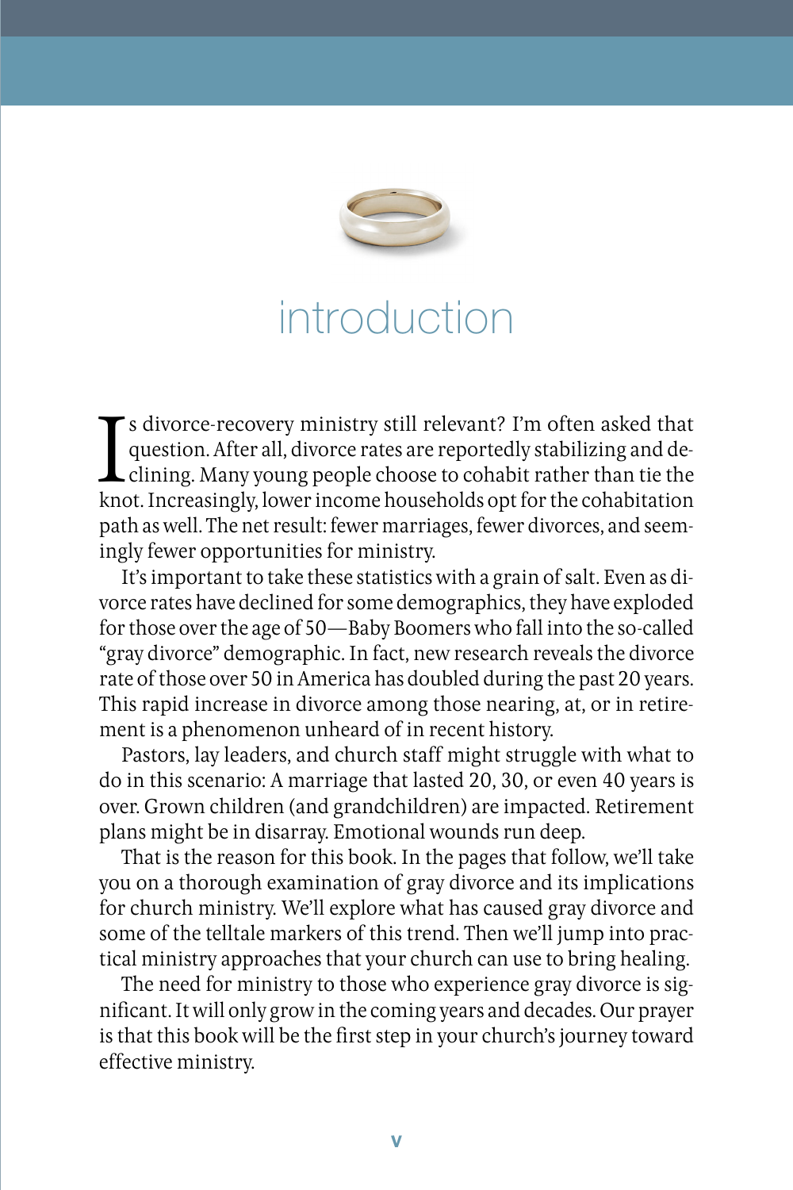# introduction

Is divorce-recovery ministry still relevant? I'm often asked that question. After all, divorce rates are reportedly stabilizing and declining. Many young people choose to cohabit rather than tie the knot. Increasingly, lower income households opt for the cohabitation path as well. The net result: fewer marriages, fewer divorces, and seemingly fewer opportunities for ministry.

It's important to take these statistics with a grain of salt. Even as divorce rates have declined for some demographics, they have exploded for those over the age of 50—Baby Boomers who fall into the so-called "gray divorce" demographic. In fact, new research reveals the divorce rate of those over 50 in America has doubled during the past 20 years. This rapid increase in divorce among those nearing, at, or in retirement is a phenomenon unheard of in recent history.

Pastors, lay leaders, and church staff might struggle with what to do in this scenario: A marriage that lasted 20, 30, or even 40 years is over. Grown children (and grandchildren) are impacted. Retirement plans might be in disarray. Emotional wounds run deep.

That is the reason for this book. In the pages that follow, we'll take you on a thorough examination of gray divorce and its implications for church ministry. We'll explore what has caused gray divorce and some of the telltale markers of this trend. Then we'll jump into practical ministry approaches that your church can use to bring healing.

The need for ministry to those who experience gray divorce is significant. It will only grow in the coming years and decades. Our prayer is that this book will be the first step in your church's journey toward effective ministry.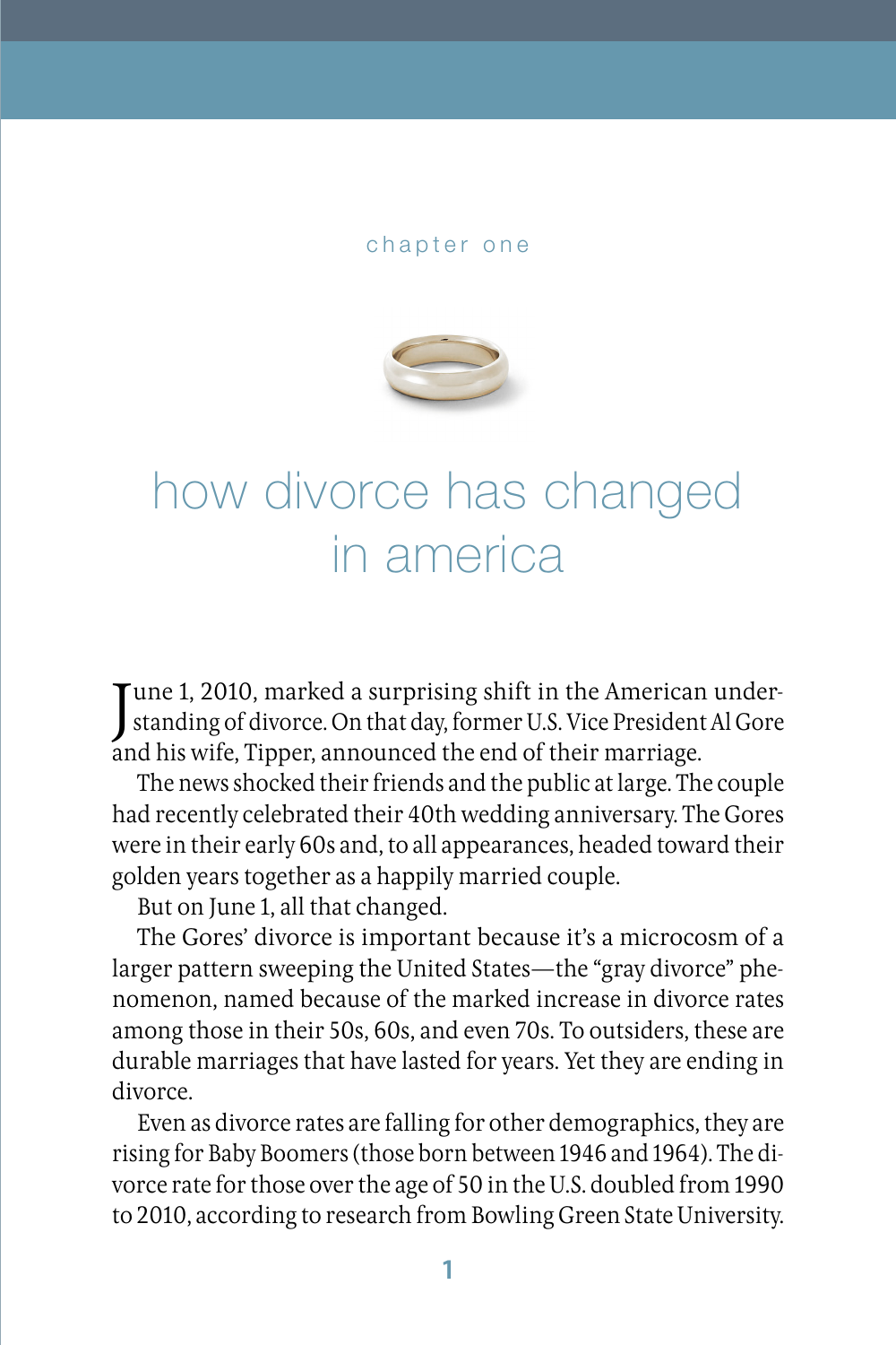chapter one

# how divorce has changed in america

June 1, 2010, marked a surprising shift in the American understanding of divorce. On that day, former U.S. Vice President Al Gore and his wife, Tipper, announced the end of their marriage.

The news shocked their friends and the public at large. The couple had recently celebrated their 40th wedding anniversary. The Gores were in their early 60s and, to all appearances, headed toward their golden years together as a happily married couple.

But on June 1, all that changed.

The Gores' divorce is important because it's a microcosm of a larger pattern sweeping the United States—the "gray divorce" phenomenon, named because of the marked increase in divorce rates among those in their 50s, 60s, and even 70s. To outsiders, these are durable marriages that have lasted for years. Yet they are ending in divorce.

Even as divorce rates are falling for other demographics, they are rising for Baby Boomers (those born between 1946 and 1964). The divorce rate for those over the age of 50 in the U.S. doubled from 1990 to 2010, according to research from Bowling Green State University.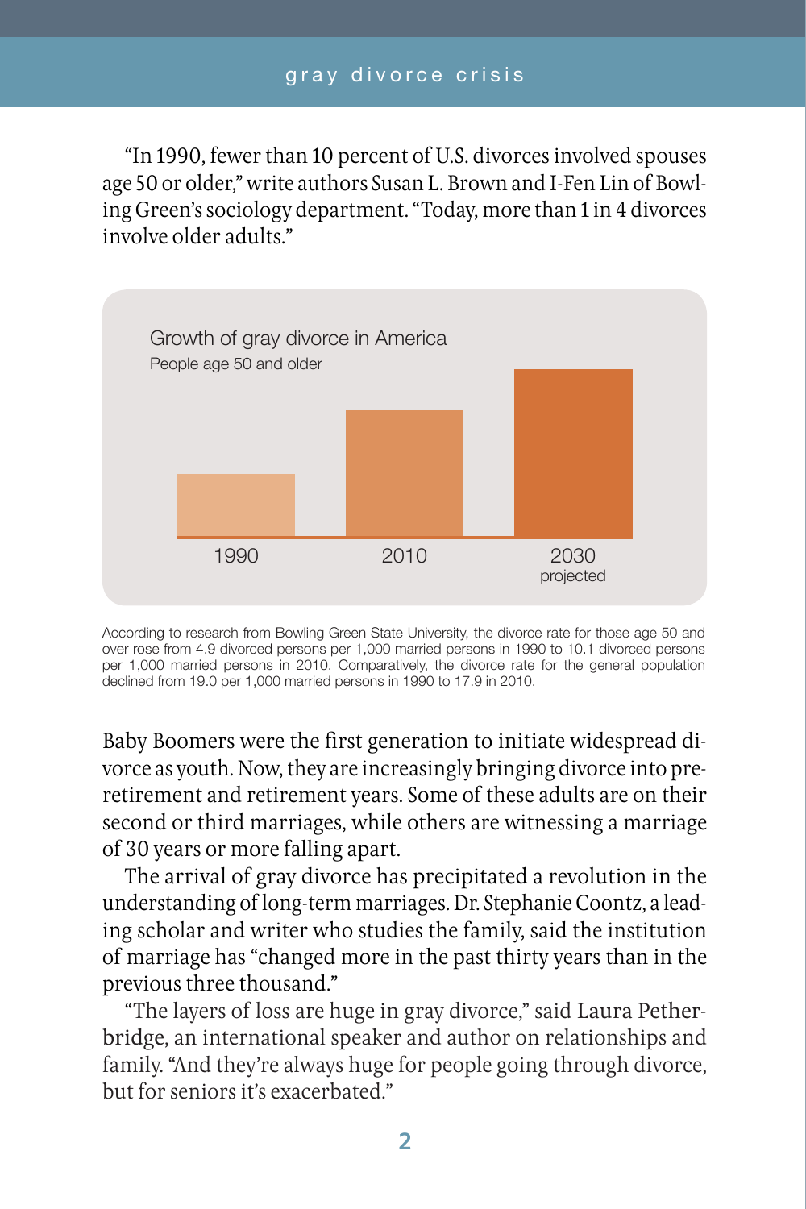"In 1990, fewer than 10 percent of U.S. divorces involved spouses age 50 or older," write authors Susan L. Brown and I-Fen Lin of Bowling Green's sociology department. "Today, more than 1 in 4 divorces involve older adults."

Growth of gray divorce in America

People age 50 and older

1990 | 2010 | 2030 projected

According to research from Bowling Green State University, the divorce rate for those age 50 and over rose from 4.9 divorced persons per 1,000 married persons in 1990 to 10.1 divorced persons per 1,000 married persons in 2010. Comparatively, the divorce rate for the general population declined from 19.0 per 1,000 married persons in 1990 to 17.9 in 2010.

Baby Boomers were the first generation to initiate widespread divorce as youth. Now, they are increasingly bringing divorce into pre-retirement and retirement years. Some of these adults are on their second or third marriages, while others are witnessing a marriage of 30 years or more falling apart.

The arrival of gray divorce has precipitated a revolution in the understanding of long-term marriages. Dr. Stephanie Coontz, a leading scholar and writer who studies the family, said the institution of marriage has "changed more in the past thirty years than in the previous three thousand."

"The layers of loss are huge in gray divorce," said Laura Petherbridge, an international speaker and author on relationships and family. "And they're always huge for people going through divorce, but for seniors it's exacerbated."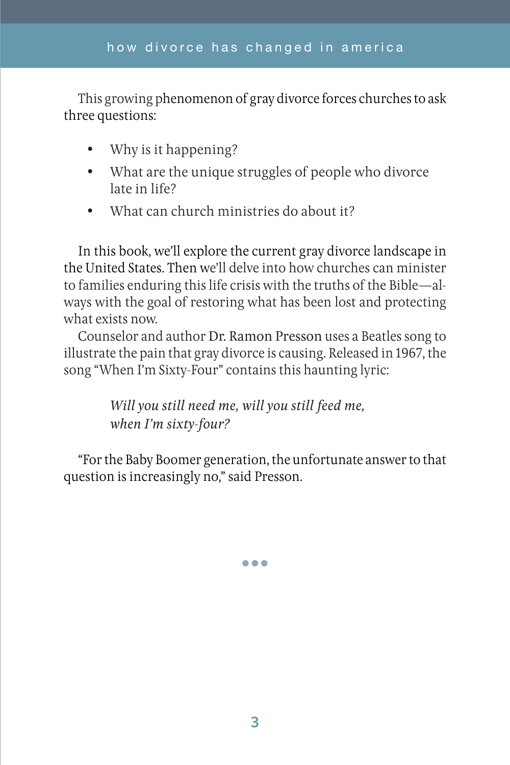This growing phenomenon of gray divorce forces churches to ask three questions:

- Why is it happening?
- What are the unique struggles of people who divorce late in life?
- What can church ministries do about it?

In this book, we'll explore the current gray divorce landscape in the United States. Then we'll delve into how churches can minister to families enduring this life crisis with the truths of the Bible—always with the goal of restoring what has been lost and protecting what exists now.

Counselor and author Dr. Ramon Presson uses a Beatles song to illustrate the pain that gray divorce is causing. Released in 1967, the song "When I'm Sixty-Four" contains this haunting lyric:

> *Will you still need me, will you still feed me,*
> *when I'm sixty-four?*

"For the Baby Boomer generation, the unfortunate answer to that question is increasingly no," said Presson.

•••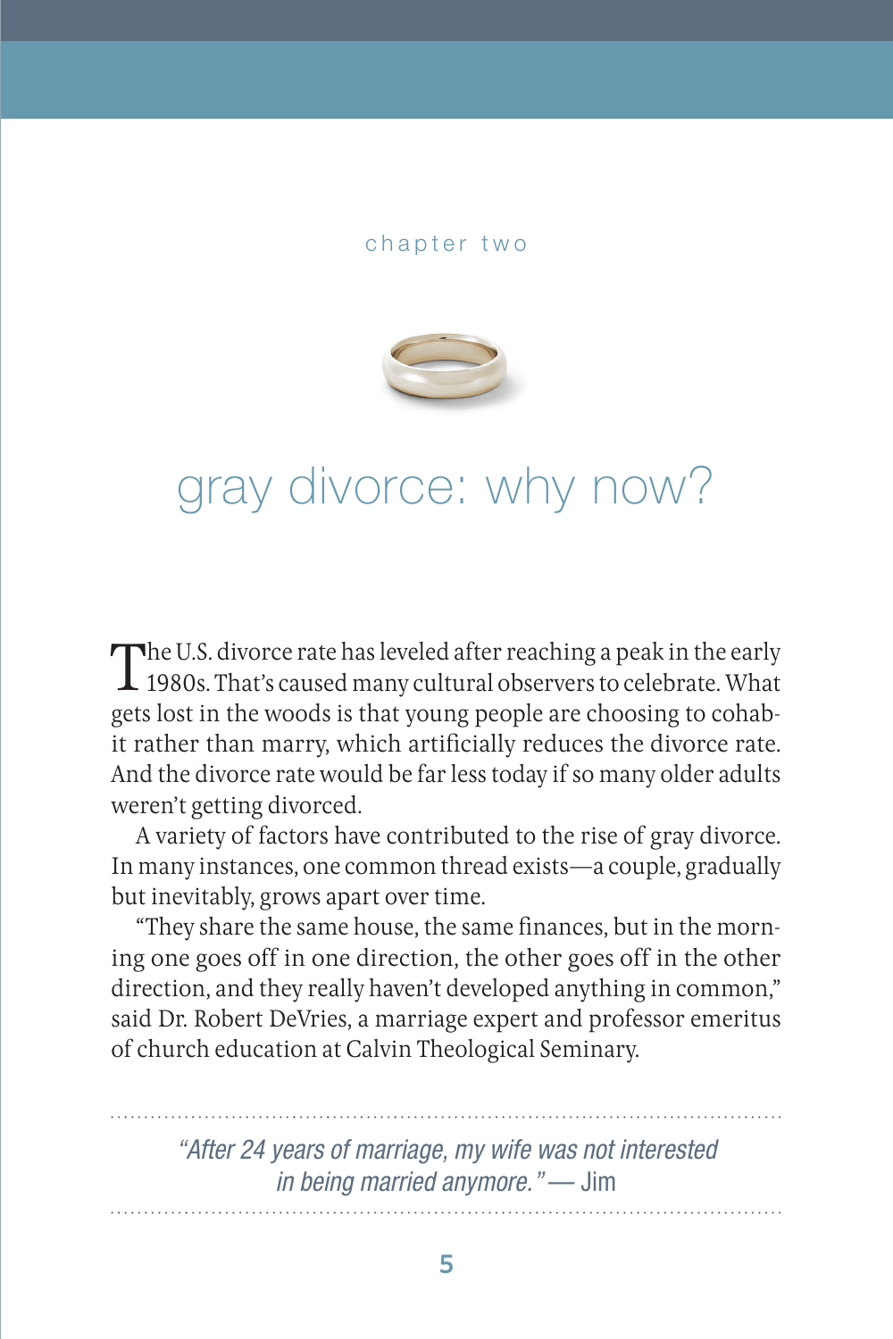chapter two

# gray divorce: why now?

The U.S. divorce rate has leveled after reaching a peak in the early 1980s. That's caused many cultural observers to celebrate. What gets lost in the woods is that young people are choosing to cohabit rather than marry, which artificially reduces the divorce rate. And the divorce rate would be far less today if so many older adults weren't getting divorced.

A variety of factors have contributed to the rise of gray divorce. In many instances, one common thread exists—a couple, gradually but inevitably, grows apart over time.

"They share the same house, the same finances, but in the morning one goes off in one direction, the other goes off in the other direction, and they really haven't developed anything in common," said Dr. Robert DeVries, a marriage expert and professor emeritus of church education at Calvin Theological Seminary.

---

*"After 24 years of marriage, my wife was not interested in being married anymore."* — Jim

---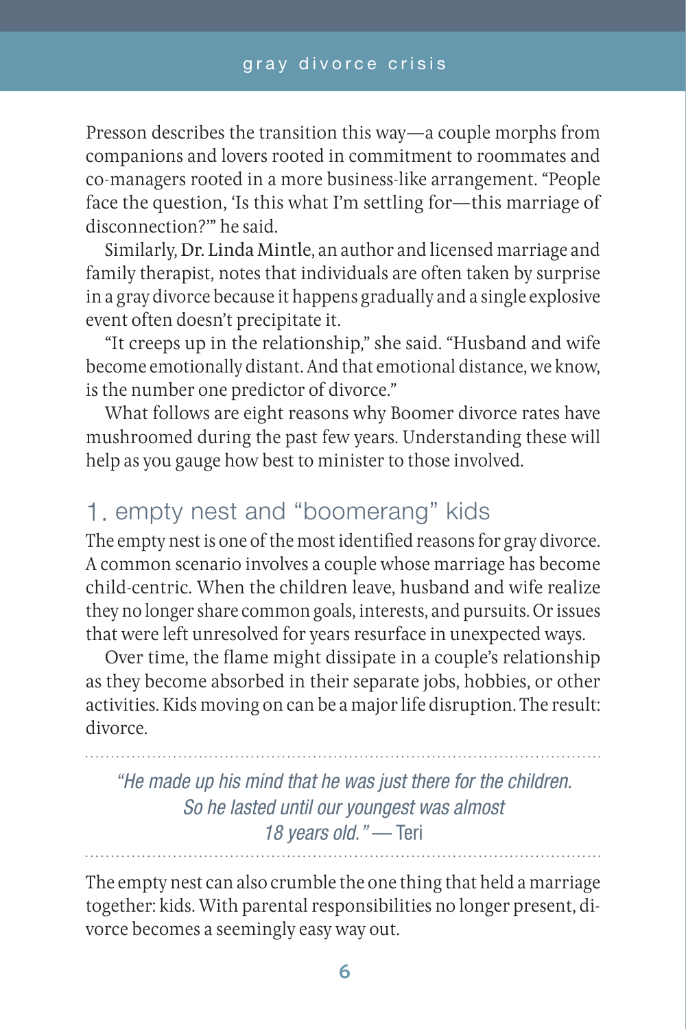Presson describes the transition this way—a couple morphs from companions and lovers rooted in commitment to roommates and co-managers rooted in a more business-like arrangement. "People face the question, 'Is this what I'm settling for—this marriage of disconnection?'" he said.

Similarly, Dr. Linda Mintle, an author and licensed marriage and family therapist, notes that individuals are often taken by surprise in a gray divorce because it happens gradually and a single explosive event often doesn't precipitate it.

"It creeps up in the relationship," she said. "Husband and wife become emotionally distant. And that emotional distance, we know, is the number one predictor of divorce."

What follows are eight reasons why Boomer divorce rates have mushroomed during the past few years. Understanding these will help as you gauge how best to minister to those involved.

## 1. empty nest and "boomerang" kids

The empty nest is one of the most identified reasons for gray divorce. A common scenario involves a couple whose marriage has become child-centric. When the children leave, husband and wife realize they no longer share common goals, interests, and pursuits. Or issues that were left unresolved for years resurface in unexpected ways.

Over time, the flame might dissipate in a couple's relationship as they become absorbed in their separate jobs, hobbies, or other activities. Kids moving on can be a major life disruption. The result: divorce.

---

*"He made up his mind that he was just there for the children. So he lasted until our youngest was almost 18 years old."* — Teri

---

The empty nest can also crumble the one thing that held a marriage together: kids. With parental responsibilities no longer present, divorce becomes a seemingly easy way out.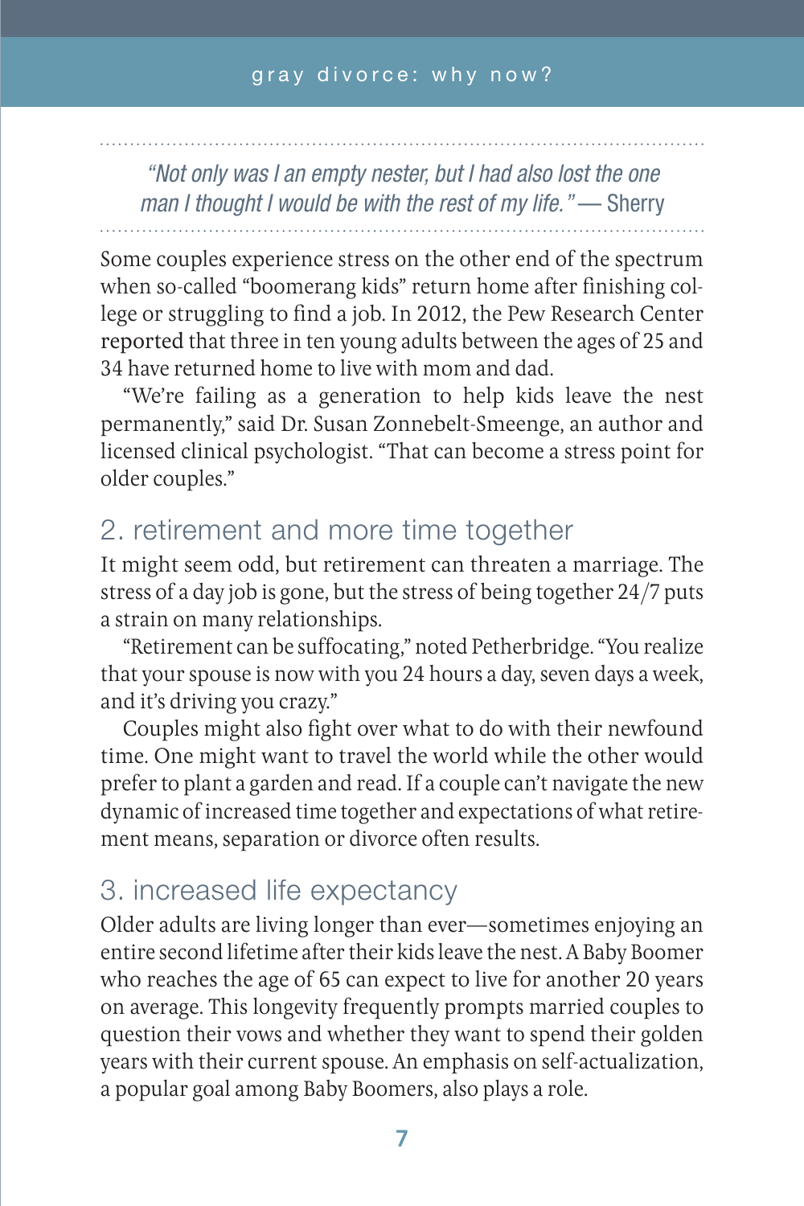*"Not only was I an empty nester, but I had also lost the one man I thought I would be with the rest of my life."* — Sherry

Some couples experience stress on the other end of the spectrum when so-called "boomerang kids" return home after finishing college or struggling to find a job. In 2012, the Pew Research Center reported that three in ten young adults between the ages of 25 and 34 have returned home to live with mom and dad.

"We're failing as a generation to help kids leave the nest permanently," said Dr. Susan Zonnebelt-Smeenge, an author and licensed clinical psychologist. "That can become a stress point for older couples."

## 2. retirement and more time together

It might seem odd, but retirement can threaten a marriage. The stress of a day job is gone, but the stress of being together 24/7 puts a strain on many relationships.

"Retirement can be suffocating," noted Petherbridge. "You realize that your spouse is now with you 24 hours a day, seven days a week, and it's driving you crazy."

Couples might also fight over what to do with their newfound time. One might want to travel the world while the other would prefer to plant a garden and read. If a couple can't navigate the new dynamic of increased time together and expectations of what retirement means, separation or divorce often results.

## 3. increased life expectancy

Older adults are living longer than ever—sometimes enjoying an entire second lifetime after their kids leave the nest. A Baby Boomer who reaches the age of 65 can expect to live for another 20 years on average. This longevity frequently prompts married couples to question their vows and whether they want to spend their golden years with their current spouse. An emphasis on self-actualization, a popular goal among Baby Boomers, also plays a role.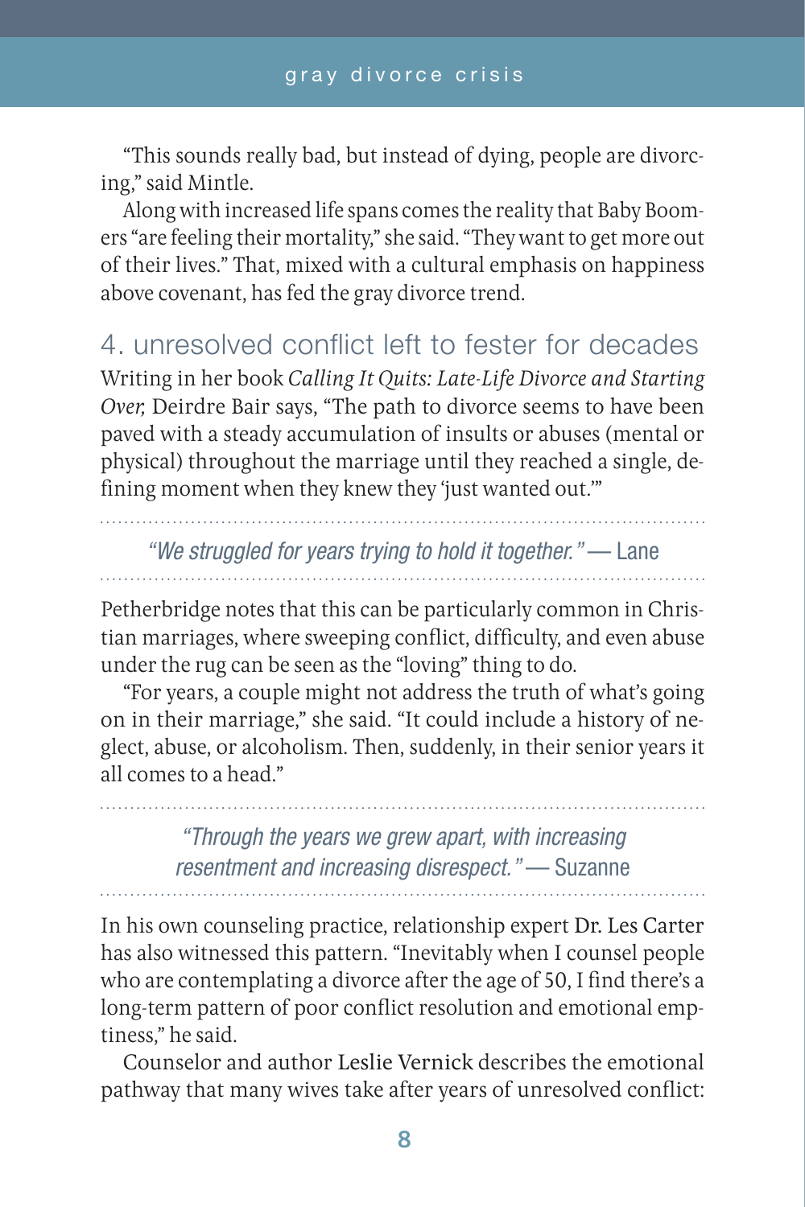"This sounds really bad, but instead of dying, people are divorcing," said Mintle.

Along with increased life spans comes the reality that Baby Boomers "are feeling their mortality," she said. "They want to get more out of their lives." That, mixed with a cultural emphasis on happiness above covenant, has fed the gray divorce trend.

## 4. unresolved conflict left to fester for decades

Writing in her book *Calling It Quits: Late-Life Divorce and Starting Over,* Deirdre Bair says, "The path to divorce seems to have been paved with a steady accumulation of insults or abuses (mental or physical) throughout the marriage until they reached a single, defining moment when they knew they 'just wanted out.'"

> *"We struggled for years trying to hold it together."* — Lane

Petherbridge notes that this can be particularly common in Christian marriages, where sweeping conflict, difficulty, and even abuse under the rug can be seen as the "loving" thing to do.

"For years, a couple might not address the truth of what's going on in their marriage," she said. "It could include a history of neglect, abuse, or alcoholism. Then, suddenly, in their senior years it all comes to a head."

> *"Through the years we grew apart, with increasing resentment and increasing disrespect."* — Suzanne

In his own counseling practice, relationship expert Dr. Les Carter has also witnessed this pattern. "Inevitably when I counsel people who are contemplating a divorce after the age of 50, I find there's a long-term pattern of poor conflict resolution and emotional emptiness," he said.

Counselor and author Leslie Vernick describes the emotional pathway that many wives take after years of unresolved conflict: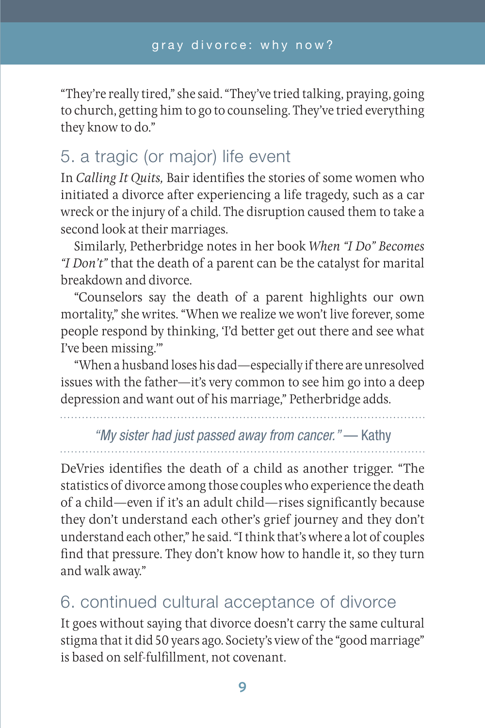"They're really tired," she said. "They've tried talking, praying, going to church, getting him to go to counseling. They've tried everything they know to do."

## 5. a tragic (or major) life event

In *Calling It Quits,* Bair identifies the stories of some women who initiated a divorce after experiencing a life tragedy, such as a car wreck or the injury of a child. The disruption caused them to take a second look at their marriages.

Similarly, Petherbridge notes in her book *When "I Do" Becomes "I Don't"* that the death of a parent can be the catalyst for marital breakdown and divorce.

"Counselors say the death of a parent highlights our own mortality," she writes. "When we realize we won't live forever, some people respond by thinking, 'I'd better get out there and see what I've been missing.'"

"When a husband loses his dad—especially if there are unresolved issues with the father—it's very common to see him go into a deep depression and want out of his marriage," Petherbridge adds.

*"My sister had just passed away from cancer."* — Kathy

DeVries identifies the death of a child as another trigger. "The statistics of divorce among those couples who experience the death of a child—even if it's an adult child—rises significantly because they don't understand each other's grief journey and they don't understand each other," he said. "I think that's where a lot of couples find that pressure. They don't know how to handle it, so they turn and walk away."

## 6. continued cultural acceptance of divorce

It goes without saying that divorce doesn't carry the same cultural stigma that it did 50 years ago. Society's view of the "good marriage" is based on self-fulfillment, not covenant.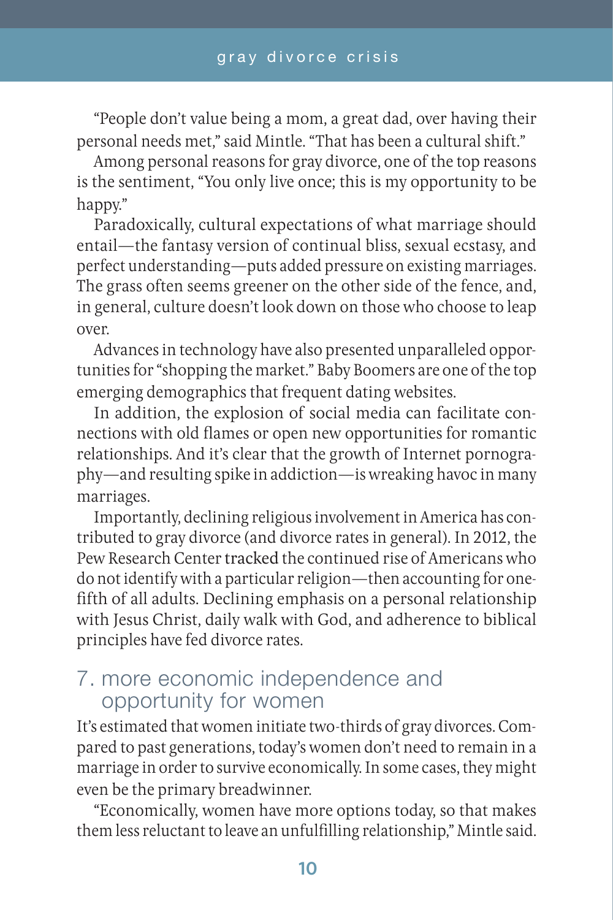"People don't value being a mom, a great dad, over having their personal needs met," said Mintle. "That has been a cultural shift."

Among personal reasons for gray divorce, one of the top reasons is the sentiment, "You only live once; this is my opportunity to be happy."

Paradoxically, cultural expectations of what marriage should entail—the fantasy version of continual bliss, sexual ecstasy, and perfect understanding—puts added pressure on existing marriages. The grass often seems greener on the other side of the fence, and, in general, culture doesn't look down on those who choose to leap over.

Advances in technology have also presented unparalleled opportunities for "shopping the market." Baby Boomers are one of the top emerging demographics that frequent dating websites.

In addition, the explosion of social media can facilitate connections with old flames or open new opportunities for romantic relationships. And it's clear that the growth of Internet pornography—and resulting spike in addiction—is wreaking havoc in many marriages.

Importantly, declining religious involvement in America has contributed to gray divorce (and divorce rates in general). In 2012, the Pew Research Center tracked the continued rise of Americans who do not identify with a particular religion—then accounting for one-fifth of all adults. Declining emphasis on a personal relationship with Jesus Christ, daily walk with God, and adherence to biblical principles have fed divorce rates.

## 7. more economic independence and opportunity for women

It's estimated that women initiate two-thirds of gray divorces. Compared to past generations, today's women don't need to remain in a marriage in order to survive economically. In some cases, they might even be the primary breadwinner.

"Economically, women have more options today, so that makes them less reluctant to leave an unfulfilling relationship," Mintle said.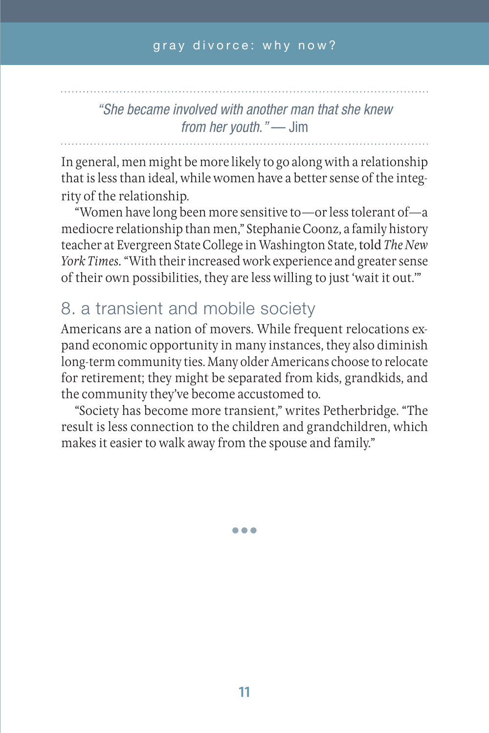*"She became involved with another man that she knew from her youth."* — Jim

In general, men might be more likely to go along with a relationship that is less than ideal, while women have a better sense of the integrity of the relationship.

"Women have long been more sensitive to—or less tolerant of—a mediocre relationship than men," Stephanie Coonz, a family history teacher at Evergreen State College in Washington State, told *The New York Times*. "With their increased work experience and greater sense of their own possibilities, they are less willing to just 'wait it out.'"

## 8. a transient and mobile society

Americans are a nation of movers. While frequent relocations expand economic opportunity in many instances, they also diminish long-term community ties. Many older Americans choose to relocate for retirement; they might be separated from kids, grandkids, and the community they've become accustomed to.

"Society has become more transient," writes Petherbridge. "The result is less connection to the children and grandchildren, which makes it easier to walk away from the spouse and family."

•••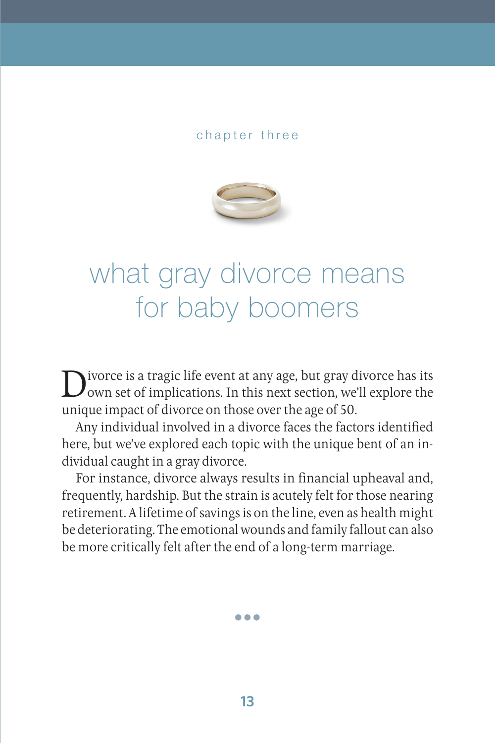chapter three

# what gray divorce means for baby boomers

Divorce is a tragic life event at any age, but gray divorce has its own set of implications. In this next section, we'll explore the unique impact of divorce on those over the age of 50.

Any individual involved in a divorce faces the factors identified here, but we've explored each topic with the unique bent of an individual caught in a gray divorce.

For instance, divorce always results in financial upheaval and, frequently, hardship. But the strain is acutely felt for those nearing retirement. A lifetime of savings is on the line, even as health might be deteriorating. The emotional wounds and family fallout can also be more critically felt after the end of a long-term marriage.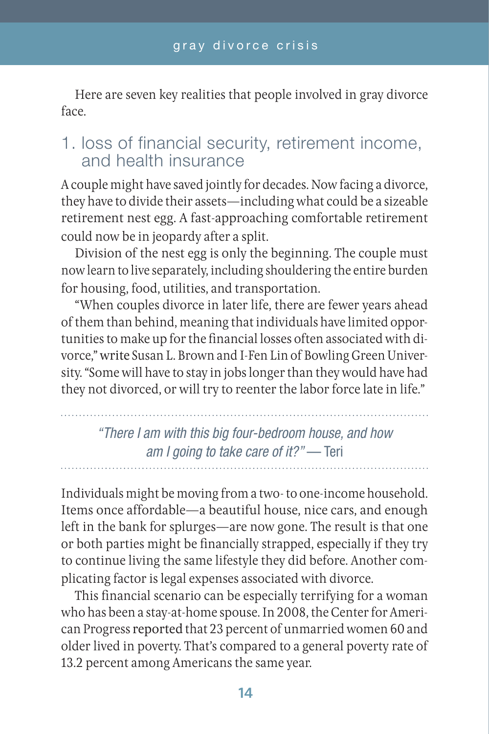Here are seven key realities that people involved in gray divorce face.

## 1. loss of financial security, retirement income, and health insurance

A couple might have saved jointly for decades. Now facing a divorce, they have to divide their assets—including what could be a sizeable retirement nest egg. A fast-approaching comfortable retirement could now be in jeopardy after a split.

Division of the nest egg is only the beginning. The couple must now learn to live separately, including shouldering the entire burden for housing, food, utilities, and transportation.

"When couples divorce in later life, there are fewer years ahead of them than behind, meaning that individuals have limited opportunities to make up for the financial losses often associated with divorce," write Susan L. Brown and I-Fen Lin of Bowling Green University. "Some will have to stay in jobs longer than they would have had they not divorced, or will try to reenter the labor force late in life."

---

*"There I am with this big four-bedroom house, and how am I going to take care of it?"* — Teri

---

Individuals might be moving from a two- to one-income household. Items once affordable—a beautiful house, nice cars, and enough left in the bank for splurges—are now gone. The result is that one or both parties might be financially strapped, especially if they try to continue living the same lifestyle they did before. Another complicating factor is legal expenses associated with divorce.

This financial scenario can be especially terrifying for a woman who has been a stay-at-home spouse. In 2008, the Center for American Progress reported that 23 percent of unmarried women 60 and older lived in poverty. That's compared to a general poverty rate of 13.2 percent among Americans the same year.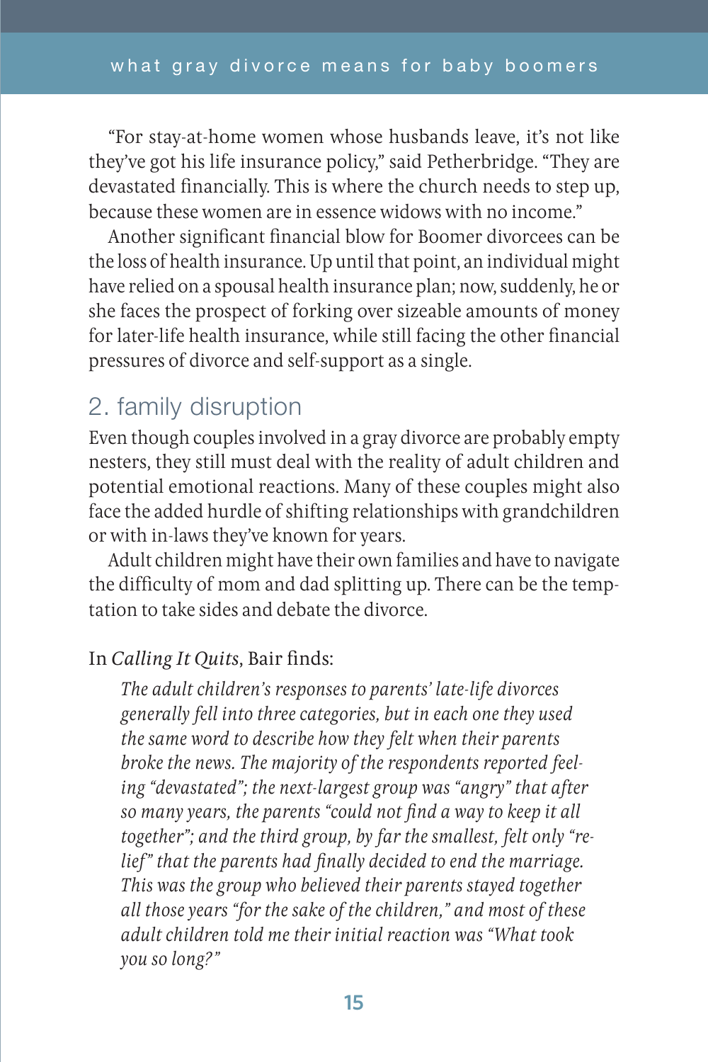"For stay-at-home women whose husbands leave, it's not like they've got his life insurance policy," said Petherbridge. "They are devastated financially. This is where the church needs to step up, because these women are in essence widows with no income."

Another significant financial blow for Boomer divorcees can be the loss of health insurance. Up until that point, an individual might have relied on a spousal health insurance plan; now, suddenly, he or she faces the prospect of forking over sizeable amounts of money for later-life health insurance, while still facing the other financial pressures of divorce and self-support as a single.

## 2. family disruption

Even though couples involved in a gray divorce are probably empty nesters, they still must deal with the reality of adult children and potential emotional reactions. Many of these couples might also face the added hurdle of shifting relationships with grandchildren or with in-laws they've known for years.

Adult children might have their own families and have to navigate the difficulty of mom and dad splitting up. There can be the temptation to take sides and debate the divorce.

In *Calling It Quits*, Bair finds:

> *The adult children's responses to parents' late-life divorces generally fell into three categories, but in each one they used the same word to describe how they felt when their parents broke the news. The majority of the respondents reported feeling "devastated"; the next-largest group was "angry" that after so many years, the parents "could not find a way to keep it all together"; and the third group, by far the smallest, felt only "relief" that the parents had finally decided to end the marriage. This was the group who believed their parents stayed together all those years "for the sake of the children," and most of these adult children told me their initial reaction was "What took you so long?"*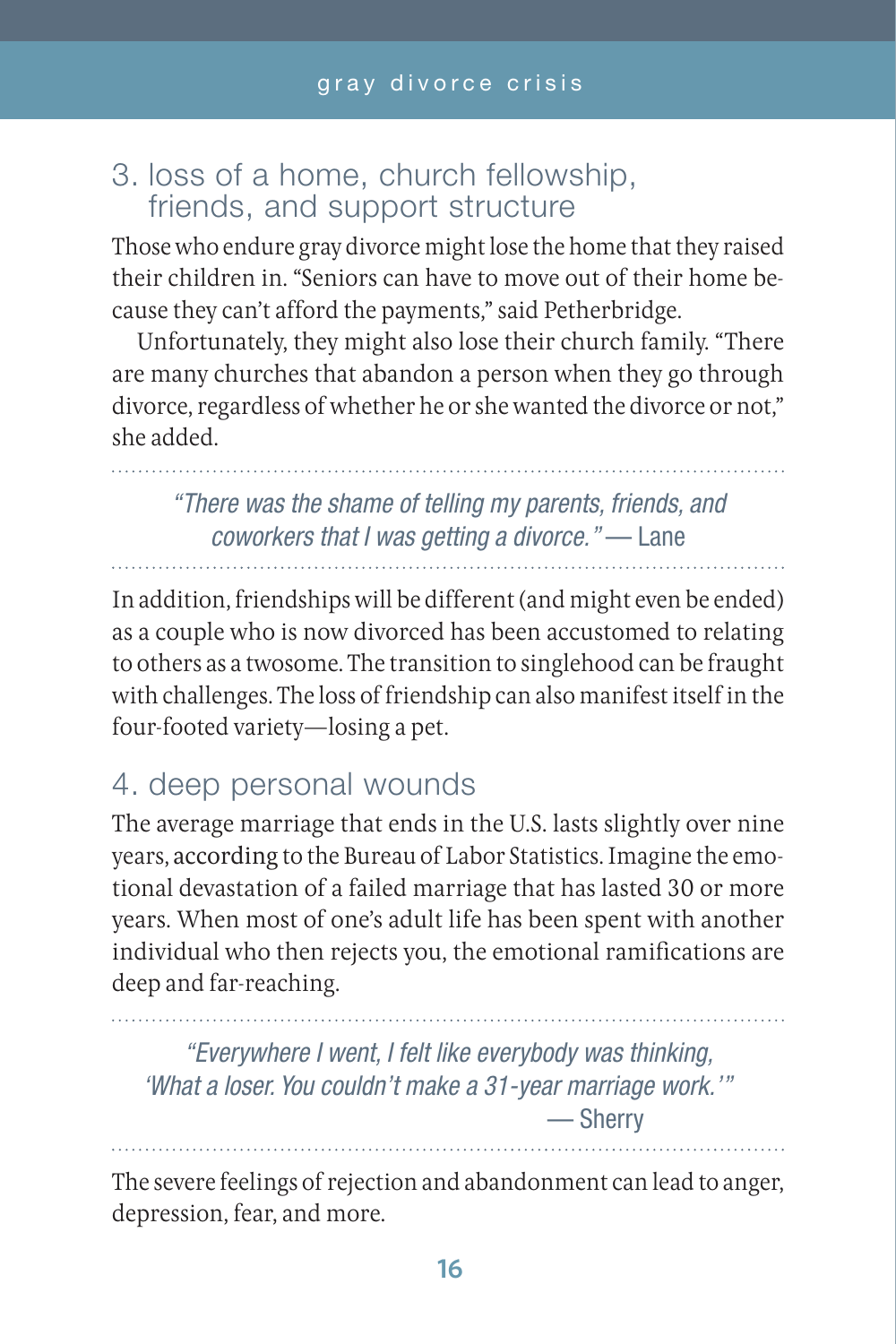## 3. loss of a home, church fellowship, friends, and support structure

Those who endure gray divorce might lose the home that they raised their children in. "Seniors can have to move out of their home because they can't afford the payments," said Petherbridge.

Unfortunately, they might also lose their church family. "There are many churches that abandon a person when they go through divorce, regardless of whether he or she wanted the divorce or not," she added.

---

> *"There was the shame of telling my parents, friends, and coworkers that I was getting a divorce."* — Lane

---

In addition, friendships will be different (and might even be ended) as a couple who is now divorced has been accustomed to relating to others as a twosome. The transition to singlehood can be fraught with challenges. The loss of friendship can also manifest itself in the four-footed variety—losing a pet.

## 4. deep personal wounds

The average marriage that ends in the U.S. lasts slightly over nine years, according to the Bureau of Labor Statistics. Imagine the emotional devastation of a failed marriage that has lasted 30 or more years. When most of one's adult life has been spent with another individual who then rejects you, the emotional ramifications are deep and far-reaching.

---

> *"Everywhere I went, I felt like everybody was thinking, 'What a loser. You couldn't make a 31-year marriage work.'"*
> — Sherry

---

The severe feelings of rejection and abandonment can lead to anger, depression, fear, and more.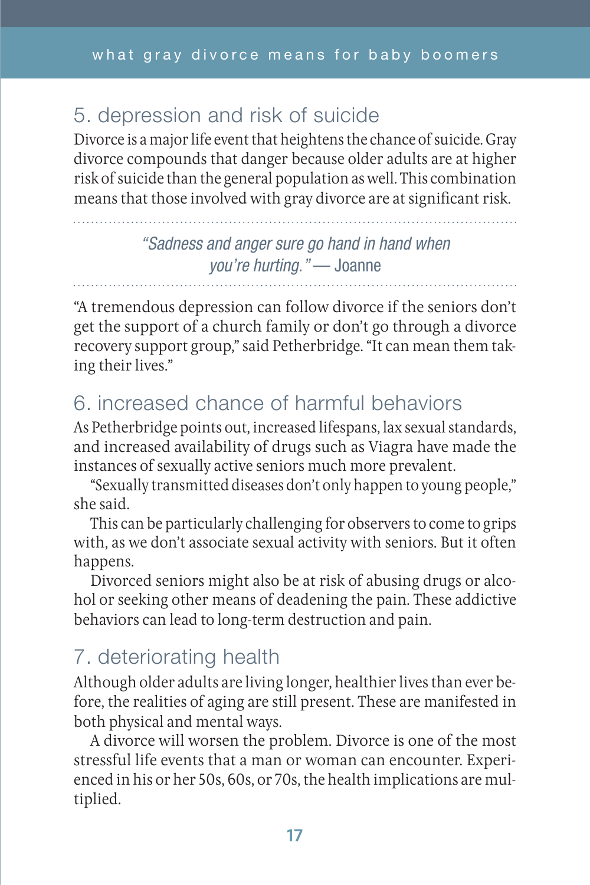## 5. depression and risk of suicide

Divorce is a major life event that heightens the chance of suicide. Gray divorce compounds that danger because older adults are at higher risk of suicide than the general population as well. This combination means that those involved with gray divorce are at significant risk.

> *"Sadness and anger sure go hand in hand when you're hurting."* — Joanne

"A tremendous depression can follow divorce if the seniors don't get the support of a church family or don't go through a divorce recovery support group," said Petherbridge. "It can mean them taking their lives."

## 6. increased chance of harmful behaviors

As Petherbridge points out, increased lifespans, lax sexual standards, and increased availability of drugs such as Viagra have made the instances of sexually active seniors much more prevalent.

"Sexually transmitted diseases don't only happen to young people," she said.

This can be particularly challenging for observers to come to grips with, as we don't associate sexual activity with seniors. But it often happens.

Divorced seniors might also be at risk of abusing drugs or alcohol or seeking other means of deadening the pain. These addictive behaviors can lead to long-term destruction and pain.

## 7. deteriorating health

Although older adults are living longer, healthier lives than ever before, the realities of aging are still present. These are manifested in both physical and mental ways.

A divorce will worsen the problem. Divorce is one of the most stressful life events that a man or woman can encounter. Experienced in his or her 50s, 60s, or 70s, the health implications are multiplied.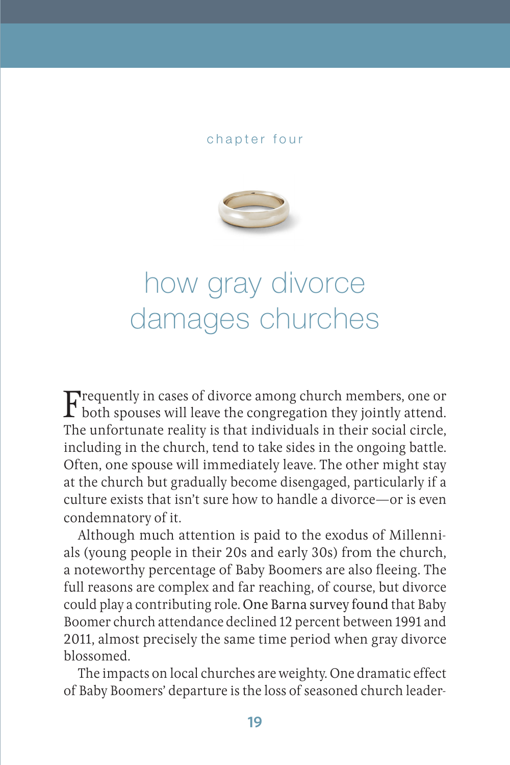chapter four

# how gray divorce damages churches

Frequently in cases of divorce among church members, one or both spouses will leave the congregation they jointly attend. The unfortunate reality is that individuals in their social circle, including in the church, tend to take sides in the ongoing battle. Often, one spouse will immediately leave. The other might stay at the church but gradually become disengaged, particularly if a culture exists that isn't sure how to handle a divorce—or is even condemnatory of it.

Although much attention is paid to the exodus of Millennials (young people in their 20s and early 30s) from the church, a noteworthy percentage of Baby Boomers are also fleeing. The full reasons are complex and far reaching, of course, but divorce could play a contributing role. One Barna survey found that Baby Boomer church attendance declined 12 percent between 1991 and 2011, almost precisely the same time period when gray divorce blossomed.

The impacts on local churches are weighty. One dramatic effect of Baby Boomers' departure is the loss of seasoned church leader-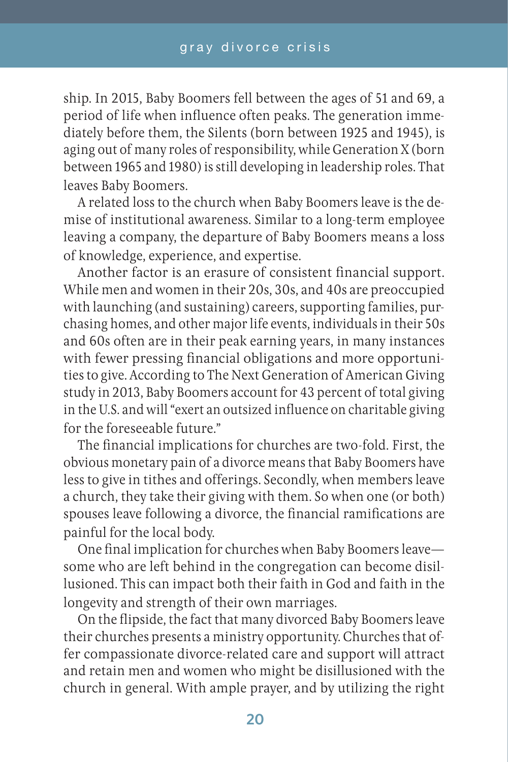ship. In 2015, Baby Boomers fell between the ages of 51 and 69, a period of life when influence often peaks. The generation immediately before them, the Silents (born between 1925 and 1945), is aging out of many roles of responsibility, while Generation X (born between 1965 and 1980) is still developing in leadership roles. That leaves Baby Boomers.

A related loss to the church when Baby Boomers leave is the demise of institutional awareness. Similar to a long-term employee leaving a company, the departure of Baby Boomers means a loss of knowledge, experience, and expertise.

Another factor is an erasure of consistent financial support. While men and women in their 20s, 30s, and 40s are preoccupied with launching (and sustaining) careers, supporting families, purchasing homes, and other major life events, individuals in their 50s and 60s often are in their peak earning years, in many instances with fewer pressing financial obligations and more opportunities to give. According to The Next Generation of American Giving study in 2013, Baby Boomers account for 43 percent of total giving in the U.S. and will "exert an outsized influence on charitable giving for the foreseeable future."

The financial implications for churches are two-fold. First, the obvious monetary pain of a divorce means that Baby Boomers have less to give in tithes and offerings. Secondly, when members leave a church, they take their giving with them. So when one (or both) spouses leave following a divorce, the financial ramifications are painful for the local body.

One final implication for churches when Baby Boomers leave—some who are left behind in the congregation can become disillusioned. This can impact both their faith in God and faith in the longevity and strength of their own marriages.

On the flipside, the fact that many divorced Baby Boomers leave their churches presents a ministry opportunity. Churches that offer compassionate divorce-related care and support will attract and retain men and women who might be disillusioned with the church in general. With ample prayer, and by utilizing the right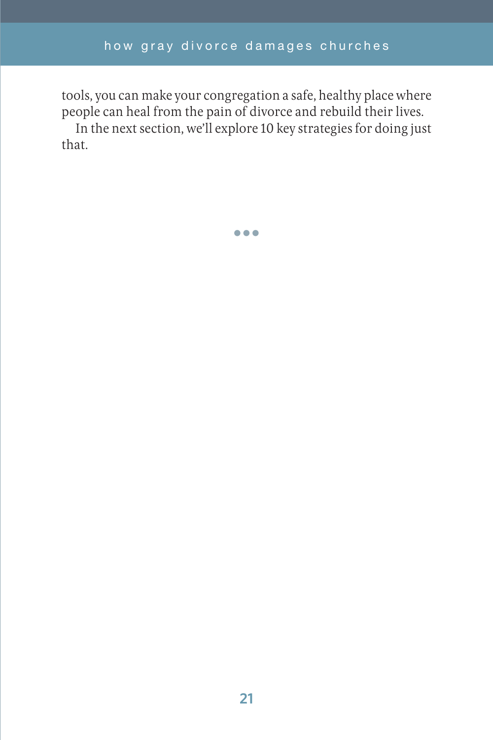tools, you can make your congregation a safe, healthy place where people can heal from the pain of divorce and rebuild their lives.

In the next section, we'll explore 10 key strategies for doing just that.

•••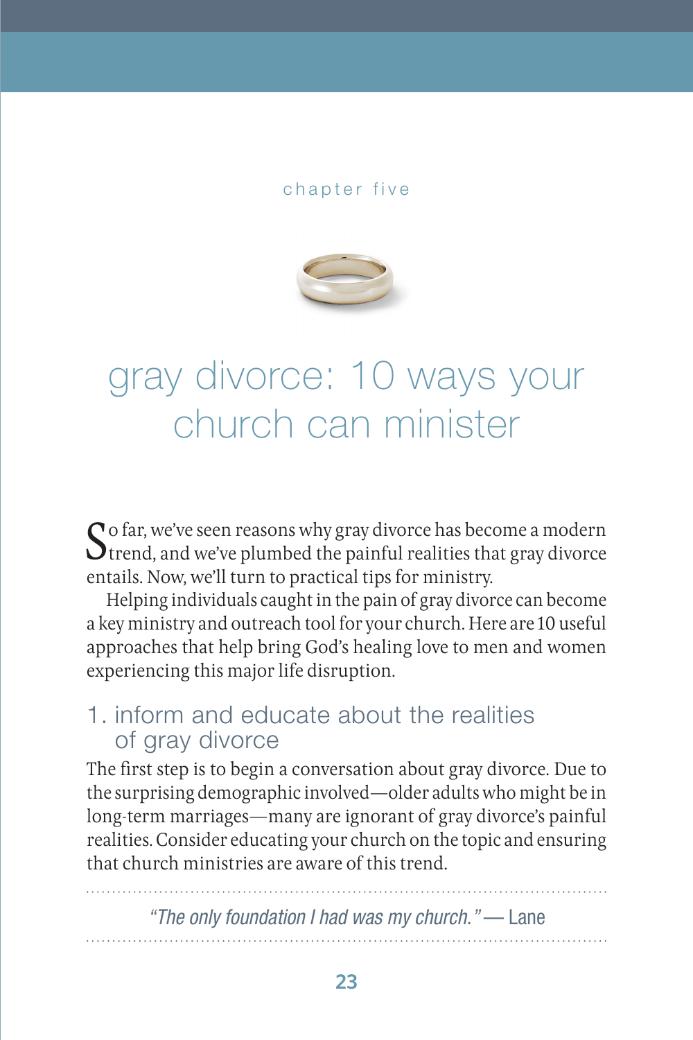chapter five

# gray divorce: 10 ways your church can minister

So far, we've seen reasons why gray divorce has become a modern trend, and we've plumbed the painful realities that gray divorce entails. Now, we'll turn to practical tips for ministry.

Helping individuals caught in the pain of gray divorce can become a key ministry and outreach tool for your church. Here are 10 useful approaches that help bring God's healing love to men and women experiencing this major life disruption.

## 1. inform and educate about the realities of gray divorce

The first step is to begin a conversation about gray divorce. Due to the surprising demographic involved—older adults who might be in long-term marriages—many are ignorant of gray divorce's painful realities. Consider educating your church on the topic and ensuring that church ministries are aware of this trend.

---

*"The only foundation I had was my church."* — Lane

---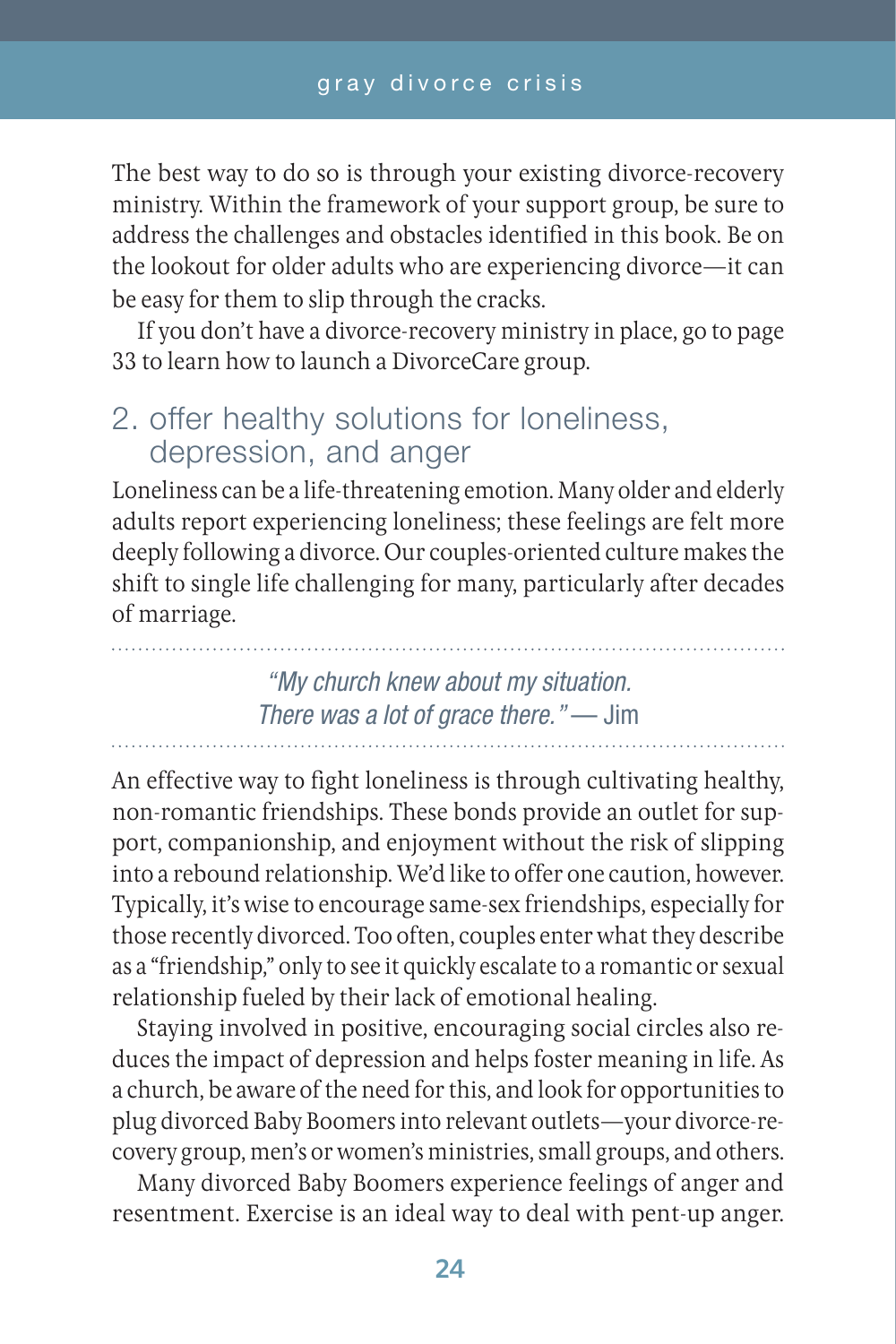The best way to do so is through your existing divorce-recovery ministry. Within the framework of your support group, be sure to address the challenges and obstacles identified in this book. Be on the lookout for older adults who are experiencing divorce—it can be easy for them to slip through the cracks.

If you don't have a divorce-recovery ministry in place, go to page 33 to learn how to launch a DivorceCare group.

## 2. offer healthy solutions for loneliness, depression, and anger

Loneliness can be a life-threatening emotion. Many older and elderly adults report experiencing loneliness; these feelings are felt more deeply following a divorce. Our couples-oriented culture makes the shift to single life challenging for many, particularly after decades of marriage.

> *"My church knew about my situation. There was a lot of grace there."* — Jim

An effective way to fight loneliness is through cultivating healthy, non-romantic friendships. These bonds provide an outlet for support, companionship, and enjoyment without the risk of slipping into a rebound relationship. We'd like to offer one caution, however. Typically, it's wise to encourage same-sex friendships, especially for those recently divorced. Too often, couples enter what they describe as a "friendship," only to see it quickly escalate to a romantic or sexual relationship fueled by their lack of emotional healing.

Staying involved in positive, encouraging social circles also reduces the impact of depression and helps foster meaning in life. As a church, be aware of the need for this, and look for opportunities to plug divorced Baby Boomers into relevant outlets—your divorce-recovery group, men's or women's ministries, small groups, and others.

Many divorced Baby Boomers experience feelings of anger and resentment. Exercise is an ideal way to deal with pent-up anger.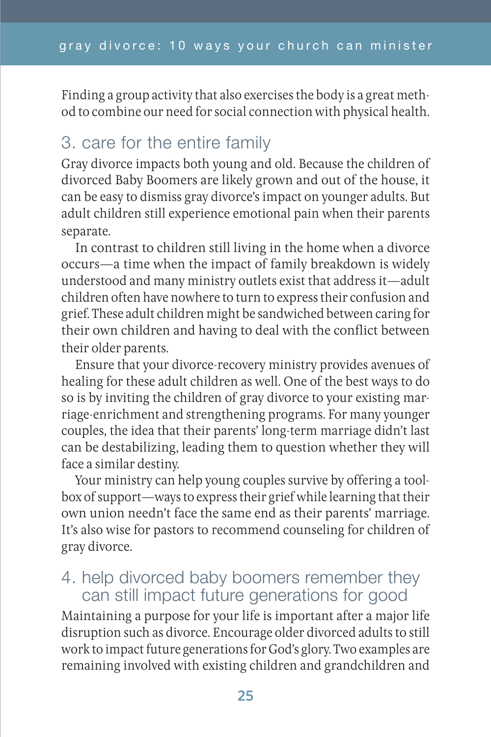Finding a group activity that also exercises the body is a great method to combine our need for social connection with physical health.

## 3. care for the entire family

Gray divorce impacts both young and old. Because the children of divorced Baby Boomers are likely grown and out of the house, it can be easy to dismiss gray divorce's impact on younger adults. But adult children still experience emotional pain when their parents separate.

In contrast to children still living in the home when a divorce occurs—a time when the impact of family breakdown is widely understood and many ministry outlets exist that address it—adult children often have nowhere to turn to express their confusion and grief. These adult children might be sandwiched between caring for their own children and having to deal with the conflict between their older parents.

Ensure that your divorce-recovery ministry provides avenues of healing for these adult children as well. One of the best ways to do so is by inviting the children of gray divorce to your existing marriage-enrichment and strengthening programs. For many younger couples, the idea that their parents' long-term marriage didn't last can be destabilizing, leading them to question whether they will face a similar destiny.

Your ministry can help young couples survive by offering a toolbox of support—ways to express their grief while learning that their own union needn't face the same end as their parents' marriage. It's also wise for pastors to recommend counseling for children of gray divorce.

## 4. help divorced baby boomers remember they can still impact future generations for good

Maintaining a purpose for your life is important after a major life disruption such as divorce. Encourage older divorced adults to still work to impact future generations for God's glory. Two examples are remaining involved with existing children and grandchildren and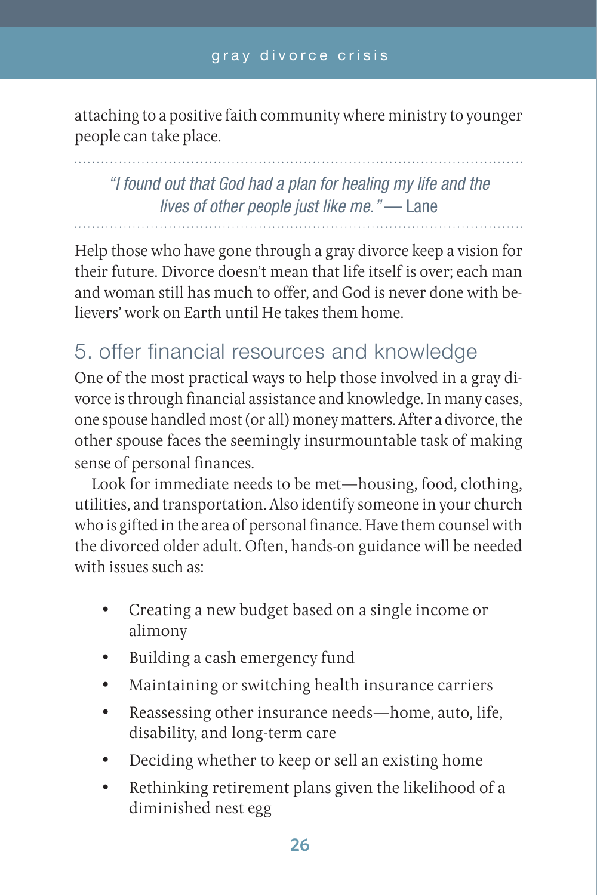attaching to a positive faith community where ministry to younger people can take place.

> *"I found out that God had a plan for healing my life and the lives of other people just like me."* — Lane

Help those who have gone through a gray divorce keep a vision for their future. Divorce doesn't mean that life itself is over; each man and woman still has much to offer, and God is never done with believers' work on Earth until He takes them home.

## 5. offer financial resources and knowledge

One of the most practical ways to help those involved in a gray divorce is through financial assistance and knowledge. In many cases, one spouse handled most (or all) money matters. After a divorce, the other spouse faces the seemingly insurmountable task of making sense of personal finances.

Look for immediate needs to be met—housing, food, clothing, utilities, and transportation. Also identify someone in your church who is gifted in the area of personal finance. Have them counsel with the divorced older adult. Often, hands-on guidance will be needed with issues such as:

- Creating a new budget based on a single income or alimony
- Building a cash emergency fund
- Maintaining or switching health insurance carriers
- Reassessing other insurance needs—home, auto, life, disability, and long-term care
- Deciding whether to keep or sell an existing home
- Rethinking retirement plans given the likelihood of a diminished nest egg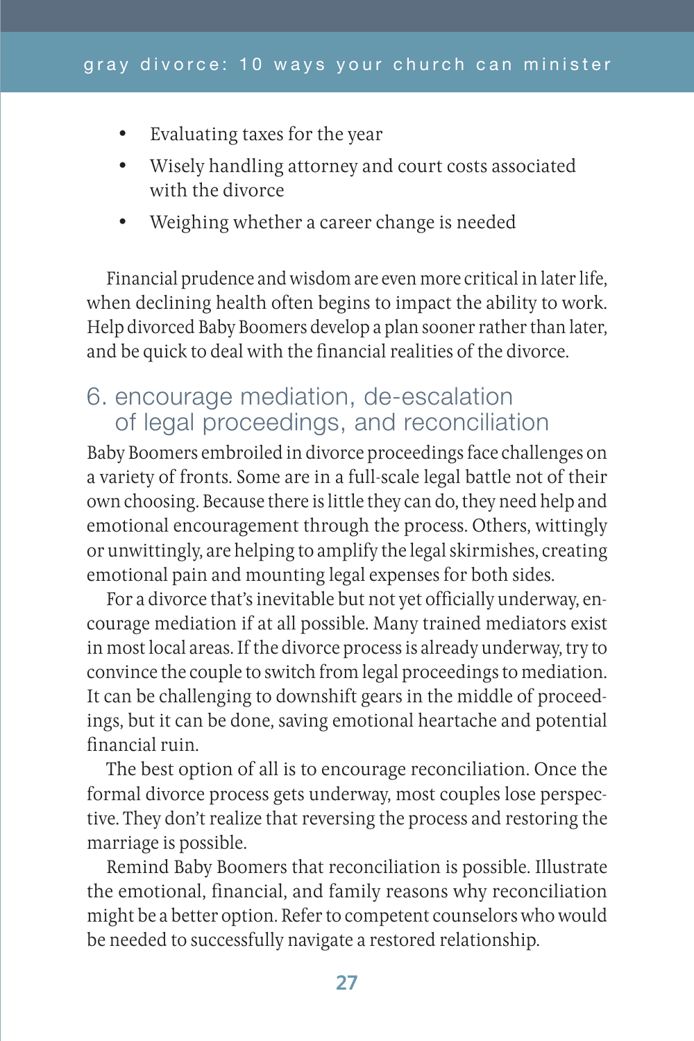- Evaluating taxes for the year
- Wisely handling attorney and court costs associated with the divorce
- Weighing whether a career change is needed

Financial prudence and wisdom are even more critical in later life, when declining health often begins to impact the ability to work. Help divorced Baby Boomers develop a plan sooner rather than later, and be quick to deal with the financial realities of the divorce.

## 6. encourage mediation, de-escalation of legal proceedings, and reconciliation

Baby Boomers embroiled in divorce proceedings face challenges on a variety of fronts. Some are in a full-scale legal battle not of their own choosing. Because there is little they can do, they need help and emotional encouragement through the process. Others, wittingly or unwittingly, are helping to amplify the legal skirmishes, creating emotional pain and mounting legal expenses for both sides.

For a divorce that's inevitable but not yet officially underway, encourage mediation if at all possible. Many trained mediators exist in most local areas. If the divorce process is already underway, try to convince the couple to switch from legal proceedings to mediation. It can be challenging to downshift gears in the middle of proceedings, but it can be done, saving emotional heartache and potential financial ruin.

The best option of all is to encourage reconciliation. Once the formal divorce process gets underway, most couples lose perspective. They don't realize that reversing the process and restoring the marriage is possible.

Remind Baby Boomers that reconciliation is possible. Illustrate the emotional, financial, and family reasons why reconciliation might be a better option. Refer to competent counselors who would be needed to successfully navigate a restored relationship.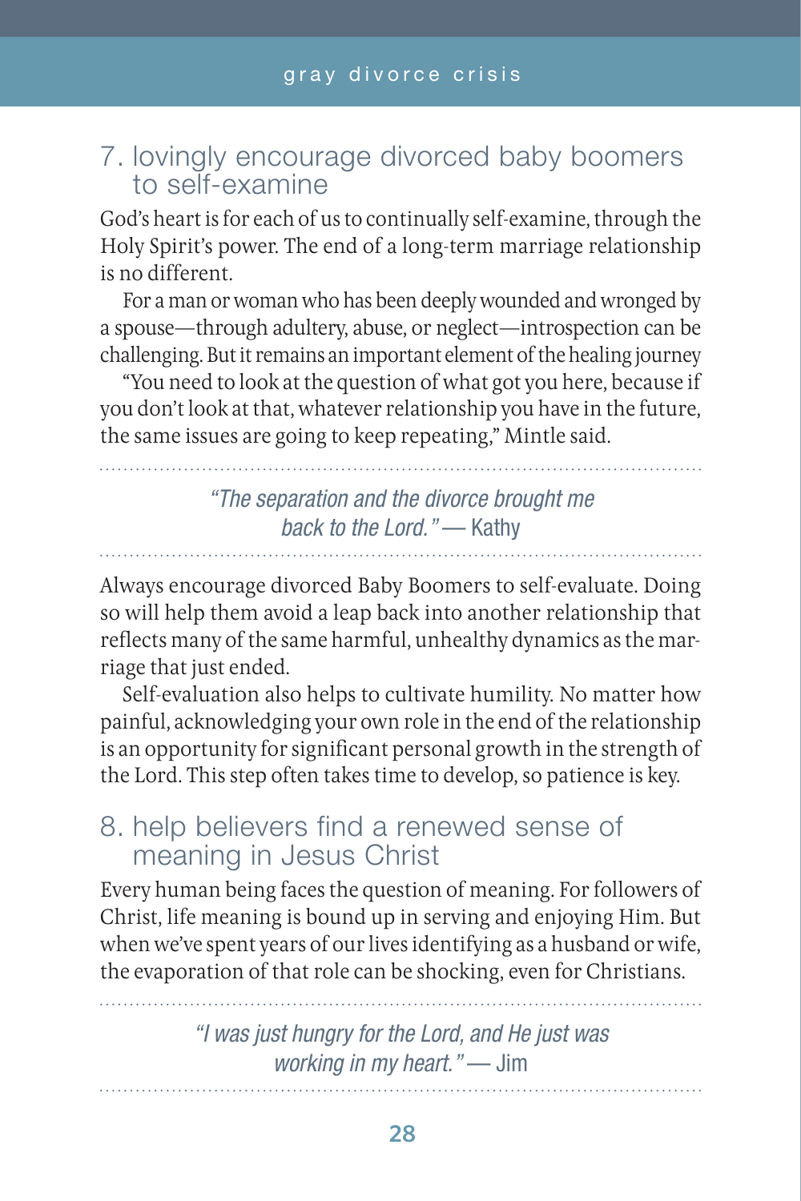## 7. lovingly encourage divorced baby boomers to self-examine

God's heart is for each of us to continually self-examine, through the Holy Spirit's power. The end of a long-term marriage relationship is no different.

For a man or woman who has been deeply wounded and wronged by a spouse—through adultery, abuse, or neglect—introspection can be challenging. But it remains an important element of the healing journey

"You need to look at the question of what got you here, because if you don't look at that, whatever relationship you have in the future, the same issues are going to keep repeating," Mintle said.

> *"The separation and the divorce brought me back to the Lord."* — Kathy

Always encourage divorced Baby Boomers to self-evaluate. Doing so will help them avoid a leap back into another relationship that reflects many of the same harmful, unhealthy dynamics as the marriage that just ended.

Self-evaluation also helps to cultivate humility. No matter how painful, acknowledging your own role in the end of the relationship is an opportunity for significant personal growth in the strength of the Lord. This step often takes time to develop, so patience is key.

## 8. help believers find a renewed sense of meaning in Jesus Christ

Every human being faces the question of meaning. For followers of Christ, life meaning is bound up in serving and enjoying Him. But when we've spent years of our lives identifying as a husband or wife, the evaporation of that role can be shocking, even for Christians.

> *"I was just hungry for the Lord, and He just was working in my heart."* — Jim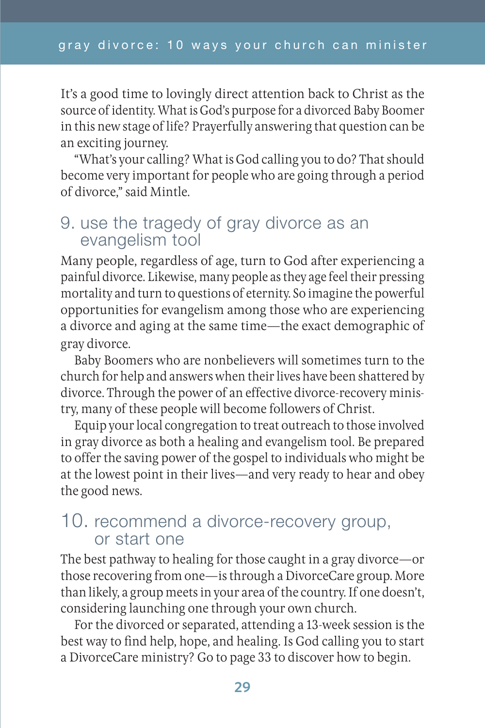It's a good time to lovingly direct attention back to Christ as the source of identity. What is God's purpose for a divorced Baby Boomer in this new stage of life? Prayerfully answering that question can be an exciting journey.

"What's your calling? What is God calling you to do? That should become very important for people who are going through a period of divorce," said Mintle.

## 9. use the tragedy of gray divorce as an evangelism tool

Many people, regardless of age, turn to God after experiencing a painful divorce. Likewise, many people as they age feel their pressing mortality and turn to questions of eternity. So imagine the powerful opportunities for evangelism among those who are experiencing a divorce and aging at the same time—the exact demographic of gray divorce.

Baby Boomers who are nonbelievers will sometimes turn to the church for help and answers when their lives have been shattered by divorce. Through the power of an effective divorce-recovery ministry, many of these people will become followers of Christ.

Equip your local congregation to treat outreach to those involved in gray divorce as both a healing and evangelism tool. Be prepared to offer the saving power of the gospel to individuals who might be at the lowest point in their lives—and very ready to hear and obey the good news.

## 10. recommend a divorce-recovery group, or start one

The best pathway to healing for those caught in a gray divorce—or those recovering from one—is through a DivorceCare group. More than likely, a group meets in your area of the country. If one doesn't, considering launching one through your own church.

For the divorced or separated, attending a 13-week session is the best way to find help, hope, and healing. Is God calling you to start a DivorceCare ministry? Go to page 33 to discover how to begin.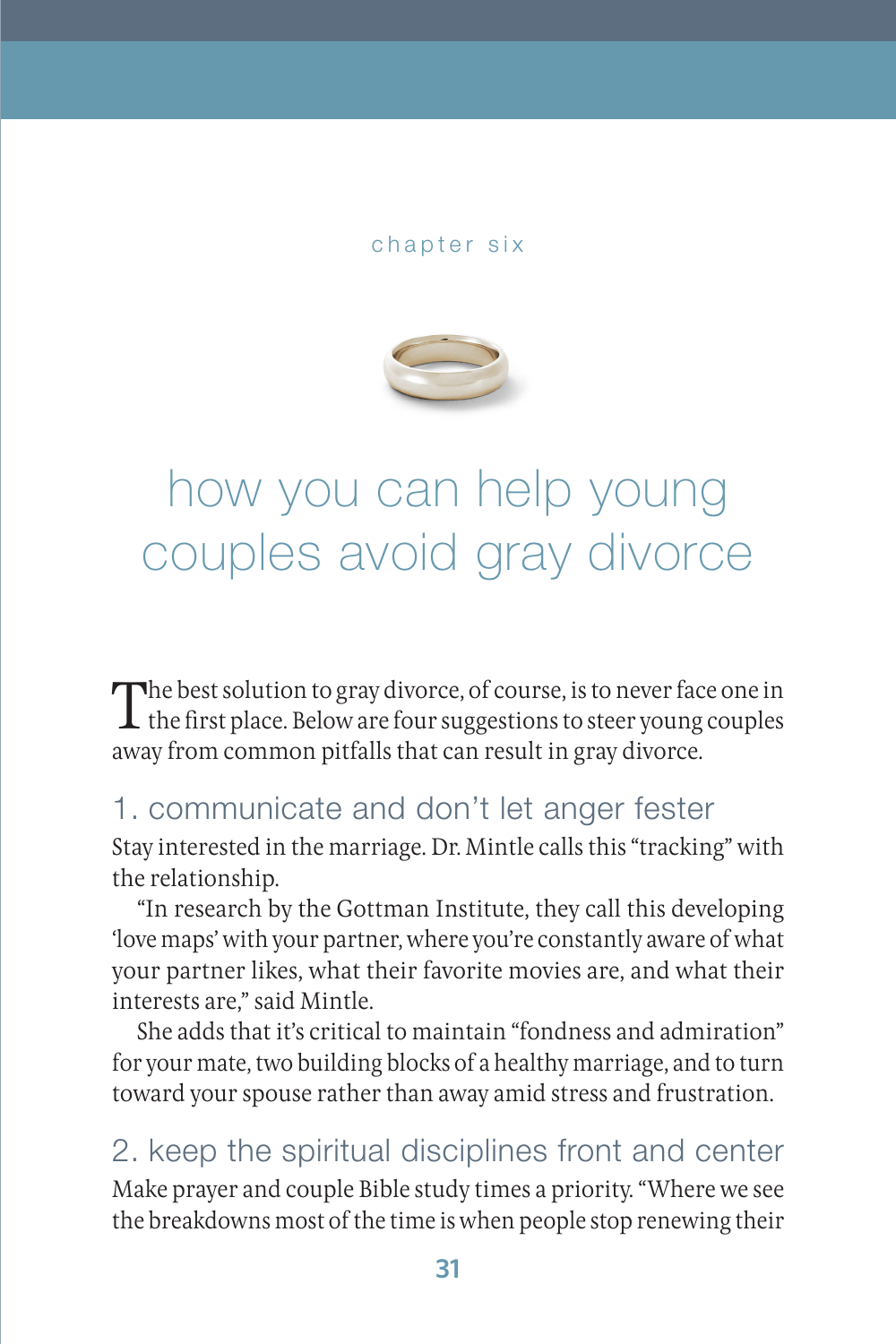chapter six

# how you can help young couples avoid gray divorce

The best solution to gray divorce, of course, is to never face one in the first place. Below are four suggestions to steer young couples away from common pitfalls that can result in gray divorce.

## 1. communicate and don't let anger fester

Stay interested in the marriage. Dr. Mintle calls this "tracking" with the relationship.

"In research by the Gottman Institute, they call this developing 'love maps' with your partner, where you're constantly aware of what your partner likes, what their favorite movies are, and what their interests are," said Mintle.

She adds that it's critical to maintain "fondness and admiration" for your mate, two building blocks of a healthy marriage, and to turn toward your spouse rather than away amid stress and frustration.

## 2. keep the spiritual disciplines front and center

Make prayer and couple Bible study times a priority. "Where we see the breakdowns most of the time is when people stop renewing their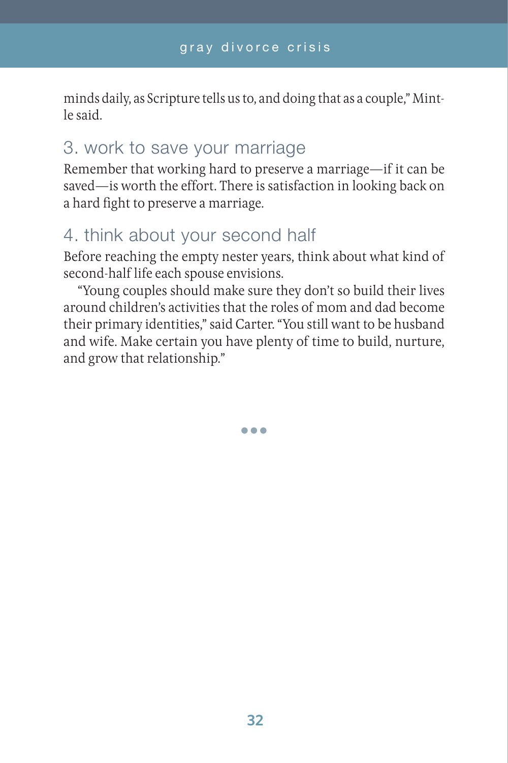minds daily, as Scripture tells us to, and doing that as a couple," Mintle said.

### 3. work to save your marriage

Remember that working hard to preserve a marriage—if it can be saved—is worth the effort. There is satisfaction in looking back on a hard fight to preserve a marriage.

### 4. think about your second half

Before reaching the empty nester years, think about what kind of second-half life each spouse envisions.

"Young couples should make sure they don't so build their lives around children's activities that the roles of mom and dad become their primary identities," said Carter. "You still want to be husband and wife. Make certain you have plenty of time to build, nurture, and grow that relationship."

•••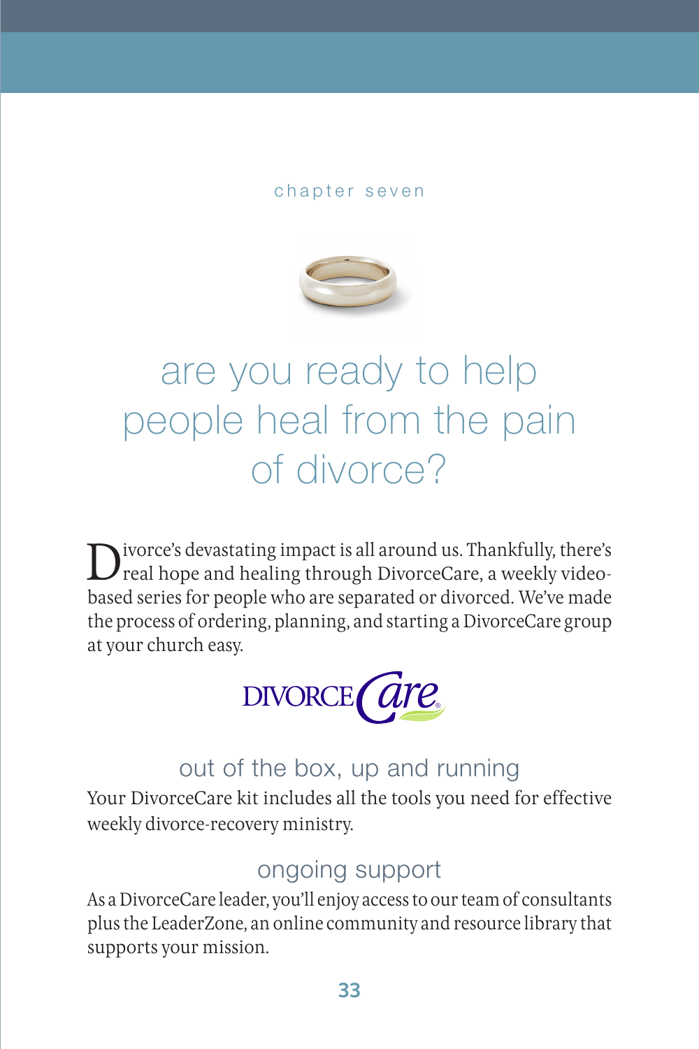chapter seven

# are you ready to help people heal from the pain of divorce?

Divorce's devastating impact is all around us. Thankfully, there's real hope and healing through DivorceCare, a weekly video-based series for people who are separated or divorced. We've made the process of ordering, planning, and starting a DivorceCare group at your church easy.

DIVORCE Care

## out of the box, up and running

Your DivorceCare kit includes all the tools you need for effective weekly divorce-recovery ministry.

## ongoing support

As a DivorceCare leader, you'll enjoy access to our team of consultants plus the LeaderZone, an online community and resource library that supports your mission.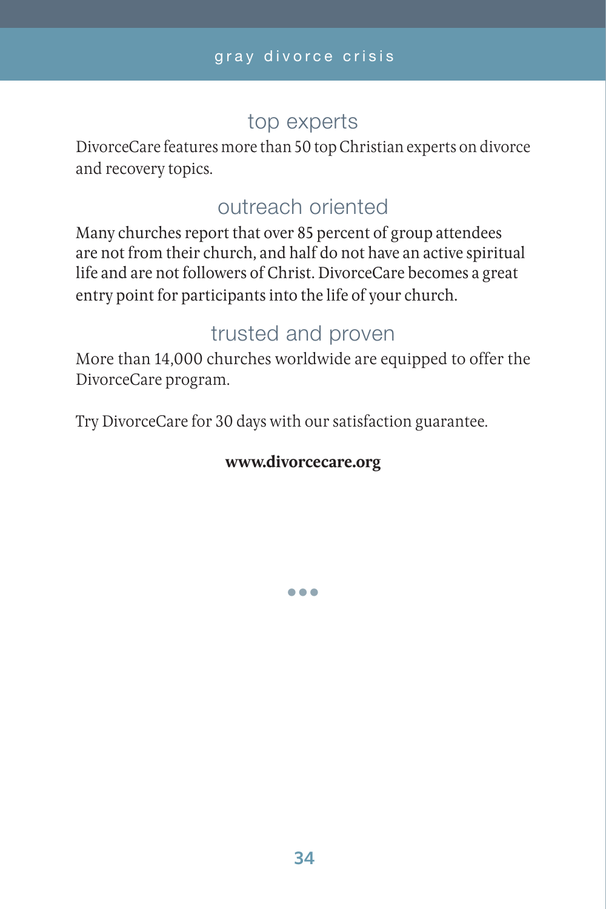## top experts

DivorceCare features more than 50 top Christian experts on divorce and recovery topics.

## outreach oriented

Many churches report that over 85 percent of group attendees are not from their church, and half do not have an active spiritual life and are not followers of Christ. DivorceCare becomes a great entry point for participants into the life of your church.

## trusted and proven

More than 14,000 churches worldwide are equipped to offer the DivorceCare program.

Try DivorceCare for 30 days with our satisfaction guarantee.

**www.divorcecare.org**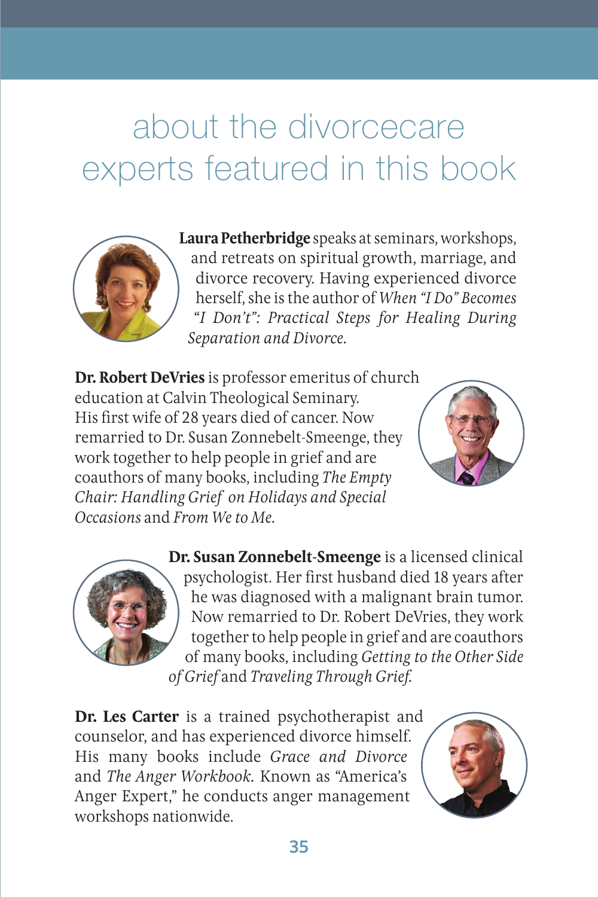# about the divorcecare experts featured in this book

**Laura Petherbridge** speaks at seminars, workshops, and retreats on spiritual growth, marriage, and divorce recovery. Having experienced divorce herself, she is the author of *When "I Do" Becomes "I Don't": Practical Steps for Healing During Separation and Divorce.*

**Dr. Robert DeVries** is professor emeritus of church education at Calvin Theological Seminary. His first wife of 28 years died of cancer. Now remarried to Dr. Susan Zonnebelt-Smeenge, they work together to help people in grief and are coauthors of many books, including *The Empty Chair: Handling Grief on Holidays and Special Occasions* and *From We to Me.*

**Dr. Susan Zonnebelt-Smeenge** is a licensed clinical psychologist. Her first husband died 18 years after he was diagnosed with a malignant brain tumor. Now remarried to Dr. Robert DeVries, they work together to help people in grief and are coauthors of many books, including *Getting to the Other Side of Grief* and *Traveling Through Grief.*

**Dr. Les Carter** is a trained psychotherapist and counselor, and has experienced divorce himself. His many books include *Grace and Divorce* and *The Anger Workbook.* Known as "America's Anger Expert," he conducts anger management workshops nationwide.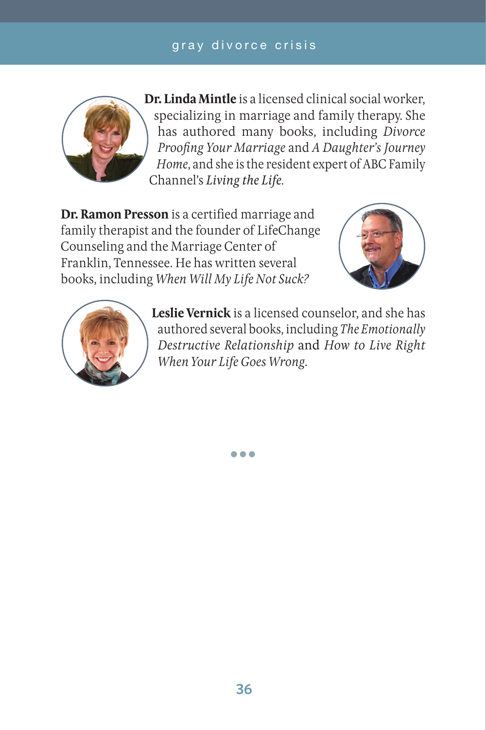**Dr. Linda Mintle** is a licensed clinical social worker, specializing in marriage and family therapy. She has authored many books, including *Divorce Proofing Your Marriage* and *A Daughter's Journey Home*, and she is the resident expert of ABC Family Channel's *Living the Life*.

**Dr. Ramon Presson** is a certified marriage and family therapist and the founder of LifeChange Counseling and the Marriage Center of Franklin, Tennessee. He has written several books, including *When Will My Life Not Suck?*

**Leslie Vernick** is a licensed counselor, and she has authored several books, including *The Emotionally Destructive Relationship* and *How to Live Right When Your Life Goes Wrong*.

•••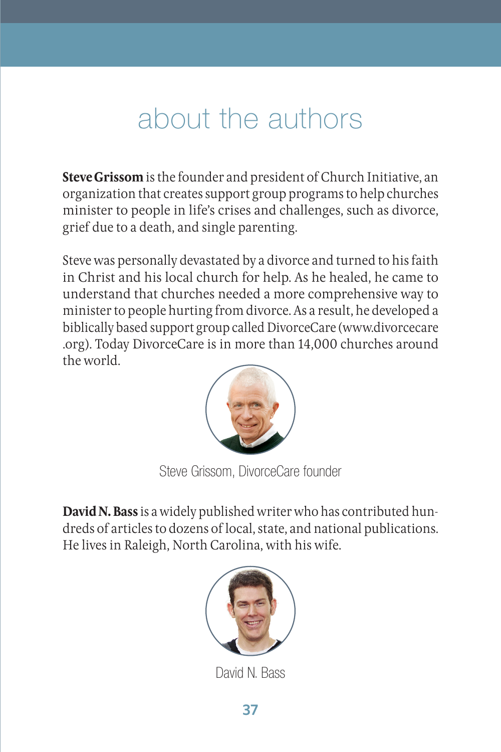# about the authors

**Steve Grissom** is the founder and president of Church Initiative, an organization that creates support group programs to help churches minister to people in life's crises and challenges, such as divorce, grief due to a death, and single parenting.

Steve was personally devastated by a divorce and turned to his faith in Christ and his local church for help. As he healed, he came to understand that churches needed a more comprehensive way to minister to people hurting from divorce. As a result, he developed a biblically based support group called DivorceCare (www.divorcecare.org). Today DivorceCare is in more than 14,000 churches around the world.

Steve Grissom, DivorceCare founder

**David N. Bass** is a widely published writer who has contributed hundreds of articles to dozens of local, state, and national publications. He lives in Raleigh, North Carolina, with his wife.

David N. Bass